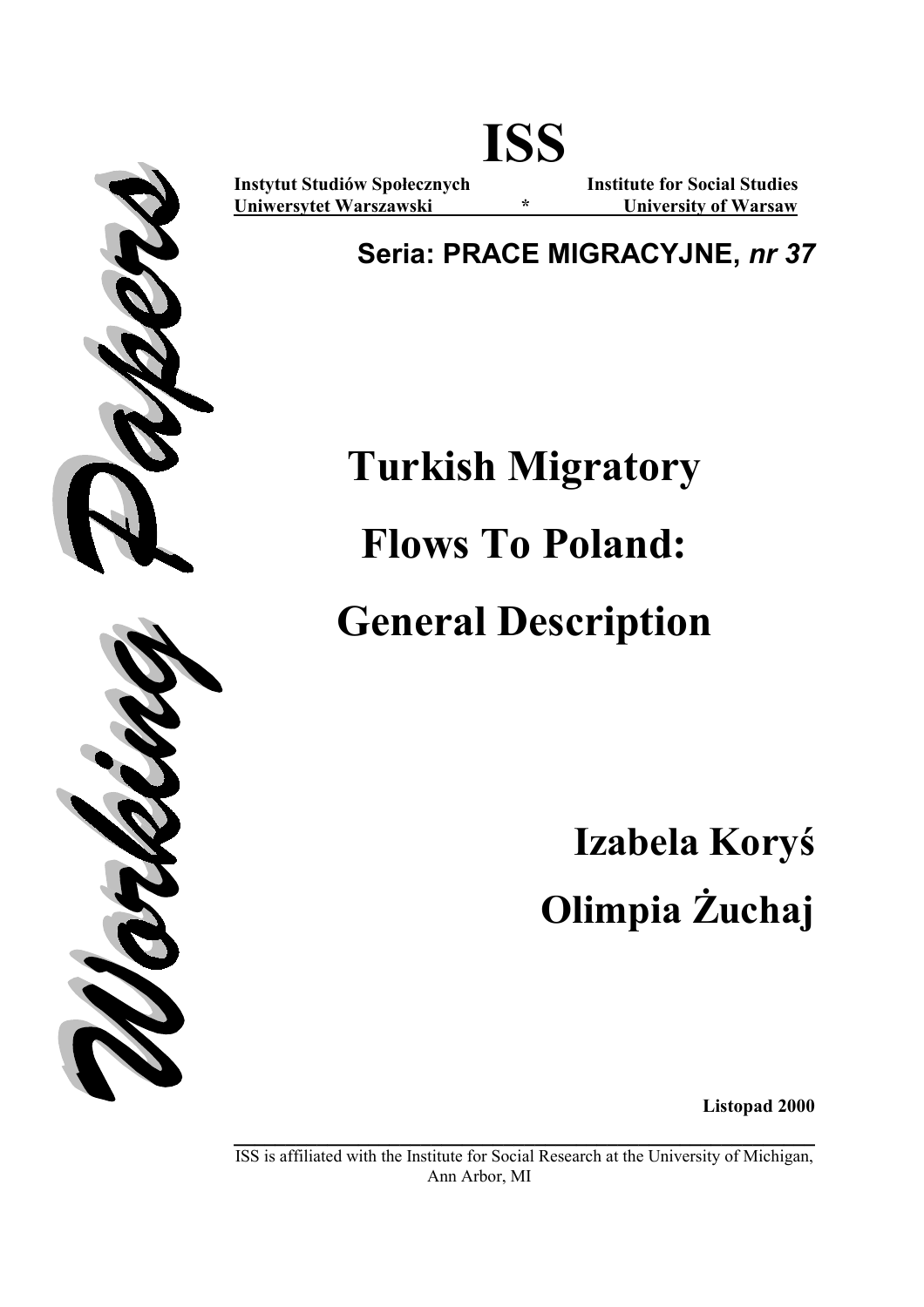# ISS

**Instytut Studiów Społecznych** **Institute for Social Studies**
**Uniwersytet Warszawski** * **University of Warsaw**

**Working Papers**

**Seria: PRACE MIGRACYJNE, *nr 37***

# Turkish Migratory Flows To Poland: General Description

**Izabela Koryś**

**Olimpia Żuchaj**

**Listopad 2000**

ISS is affiliated with the Institute for Social Research at the University of Michigan, Ann Arbor, MI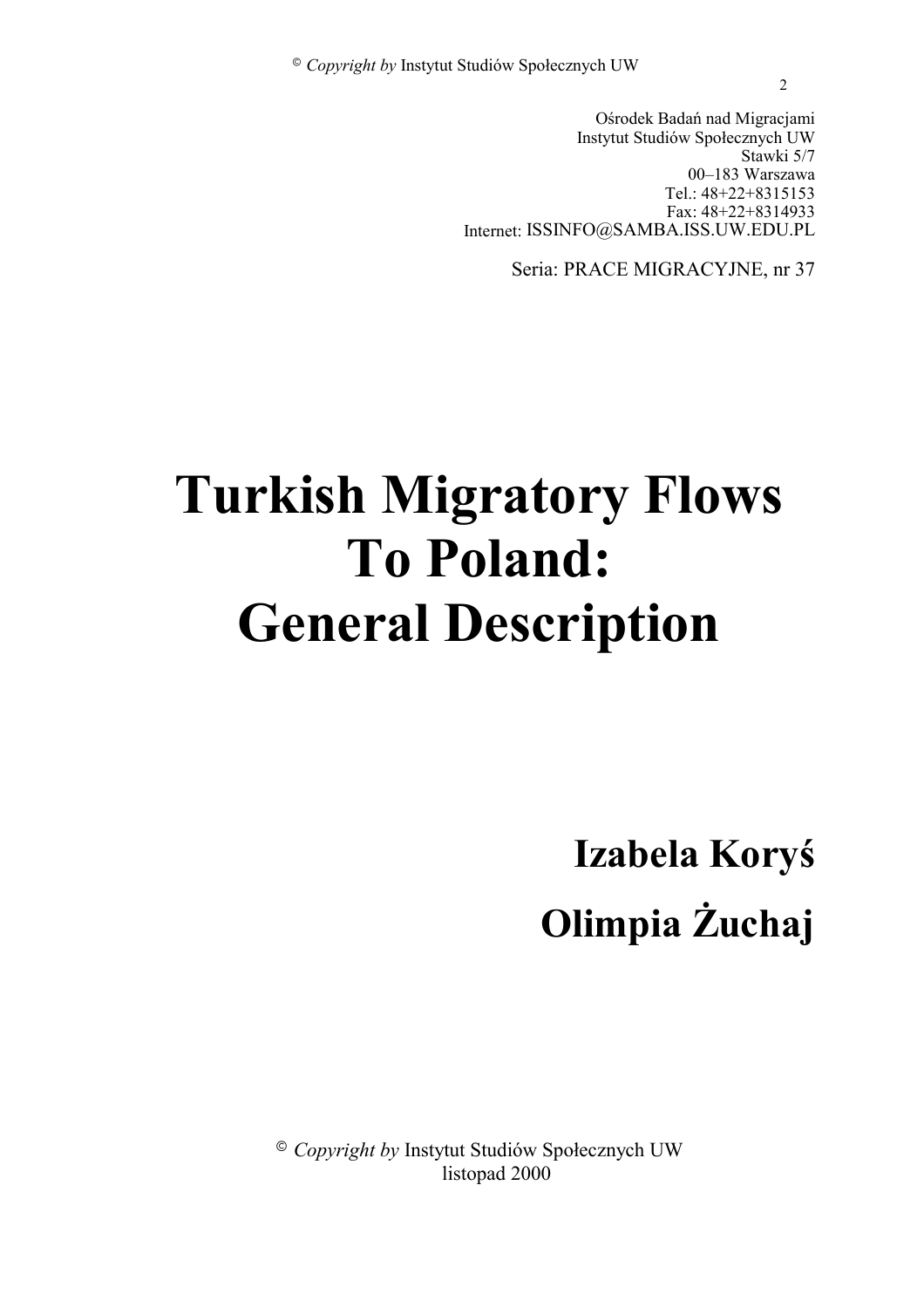Ośrodek Badań nad Migracjami
Instytut Studiów Społecznych UW
Stawki 5/7
00–183 Warszawa
Tel.: 48+22+8315153
Fax: 48+22+8314933
Internet: ISSINFO@SAMBA.ISS.UW.EDU.PL

Seria: PRACE MIGRACYJNE, nr 37

# Turkish Migratory Flows To Poland: General Description

**Izabela Koryś**

**Olimpia Żuchaj**

© *Copyright by* Instytut Studiów Społecznych UW
listopad 2000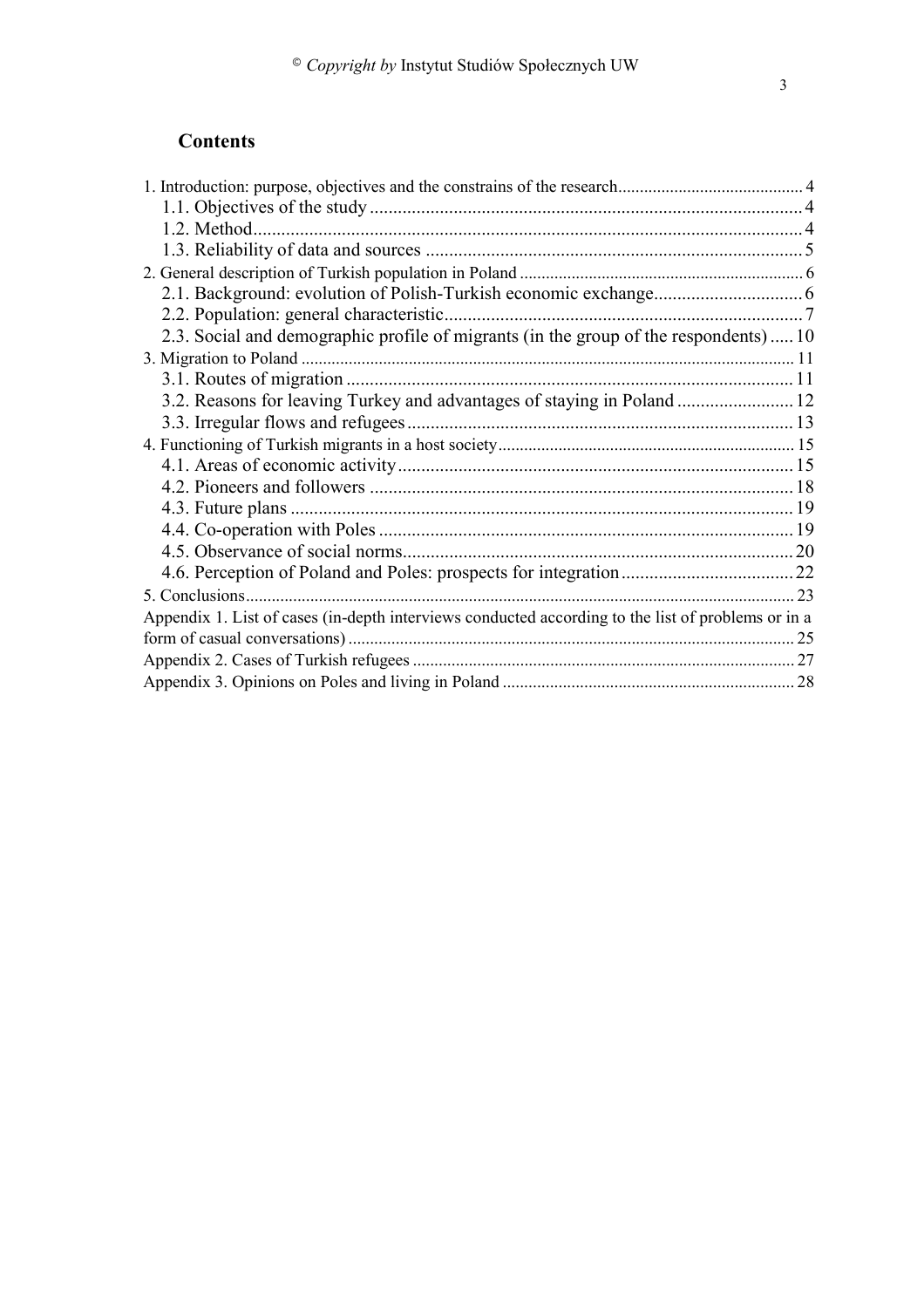## Contents

1. Introduction: purpose, objectives and the constrains of the research .......... 4
   - 1.1. Objectives of the study .......... 4
   - 1.2. Method .......... 4
   - 1.3. Reliability of data and sources .......... 5
2. General description of Turkish population in Poland .......... 6
   - 2.1. Background: evolution of Polish-Turkish economic exchange .......... 6
   - 2.2. Population: general characteristic .......... 7
   - 2.3. Social and demographic profile of migrants (in the group of the respondents) .......... 10
3. Migration to Poland .......... 11
   - 3.1. Routes of migration .......... 11
   - 3.2. Reasons for leaving Turkey and advantages of staying in Poland .......... 12
   - 3.3. Irregular flows and refugees .......... 13
4. Functioning of Turkish migrants in a host society .......... 15
   - 4.1. Areas of economic activity .......... 15
   - 4.2. Pioneers and followers .......... 18
   - 4.3. Future plans .......... 19
   - 4.4. Co-operation with Poles .......... 19
   - 4.5. Observance of social norms .......... 20
   - 4.6. Perception of Poland and Poles: prospects for integration .......... 22
5. Conclusions .......... 23

Appendix 1. List of cases (in-depth interviews conducted according to the list of problems or in a form of casual conversations) .......... 25

Appendix 2. Cases of Turkish refugees .......... 27

Appendix 3. Opinions on Poles and living in Poland .......... 28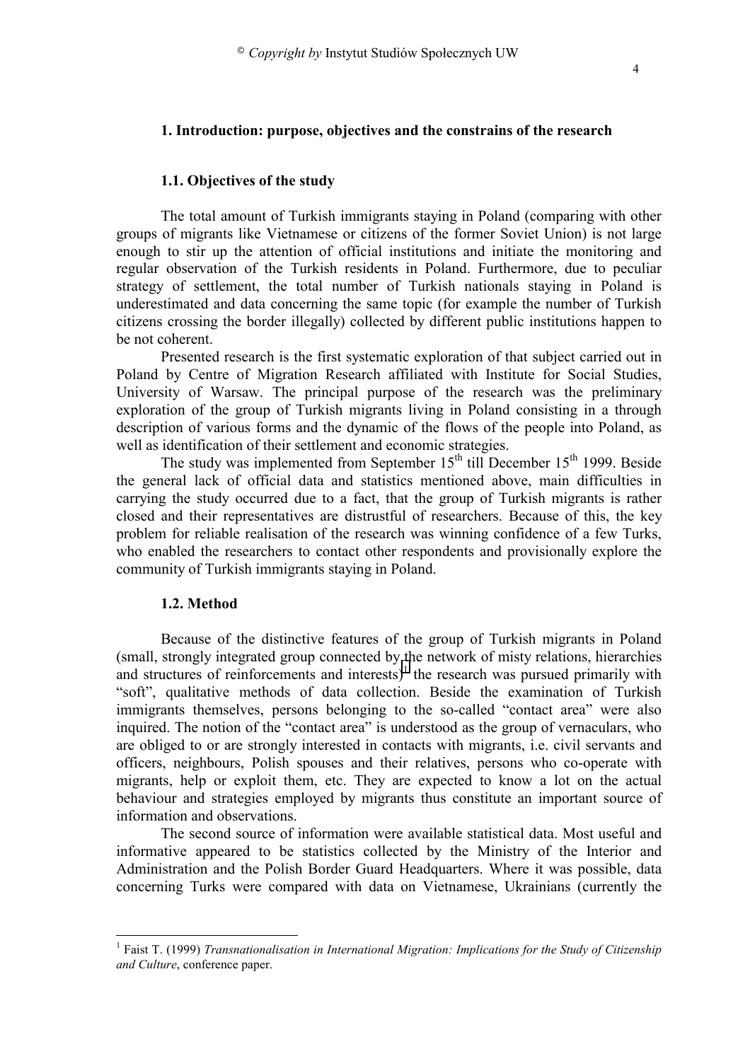## 1. Introduction: purpose, objectives and the constrains of the research

### 1.1. Objectives of the study

The total amount of Turkish immigrants staying in Poland (comparing with other groups of migrants like Vietnamese or citizens of the former Soviet Union) is not large enough to stir up the attention of official institutions and initiate the monitoring and regular observation of the Turkish residents in Poland. Furthermore, due to peculiar strategy of settlement, the total number of Turkish nationals staying in Poland is underestimated and data concerning the same topic (for example the number of Turkish citizens crossing the border illegally) collected by different public institutions happen to be not coherent.

Presented research is the first systematic exploration of that subject carried out in Poland by Centre of Migration Research affiliated with Institute for Social Studies, University of Warsaw. The principal purpose of the research was the preliminary exploration of the group of Turkish migrants living in Poland consisting in a through description of various forms and the dynamic of the flows of the people into Poland, as well as identification of their settlement and economic strategies.

The study was implemented from September 15th till December 15th 1999. Beside the general lack of official data and statistics mentioned above, main difficulties in carrying the study occurred due to a fact, that the group of Turkish migrants is rather closed and their representatives are distrustful of researchers. Because of this, the key problem for reliable realisation of the research was winning confidence of a few Turks, who enabled the researchers to contact other respondents and provisionally explore the community of Turkish immigrants staying in Poland.

### 1.2. Method

Because of the distinctive features of the group of Turkish migrants in Poland (small, strongly integrated group connected by the network of misty relations, hierarchies and structures of reinforcements and interests)[1] the research was pursued primarily with "soft", qualitative methods of data collection. Beside the examination of Turkish immigrants themselves, persons belonging to the so-called "contact area" were also inquired. The notion of the "contact area" is understood as the group of vernaculars, who are obliged to or are strongly interested in contacts with migrants, i.e. civil servants and officers, neighbours, Polish spouses and their relatives, persons who co-operate with migrants, help or exploit them, etc. They are expected to know a lot on the actual behaviour and strategies employed by migrants thus constitute an important source of information and observations.

The second source of information were available statistical data. Most useful and informative appeared to be statistics collected by the Ministry of the Interior and Administration and the Polish Border Guard Headquarters. Where it was possible, data concerning Turks were compared with data on Vietnamese, Ukrainians (currently the

---

[1] Faist T. (1999) *Transnationalisation in International Migration: Implications for the Study of Citizenship and Culture*, conference paper.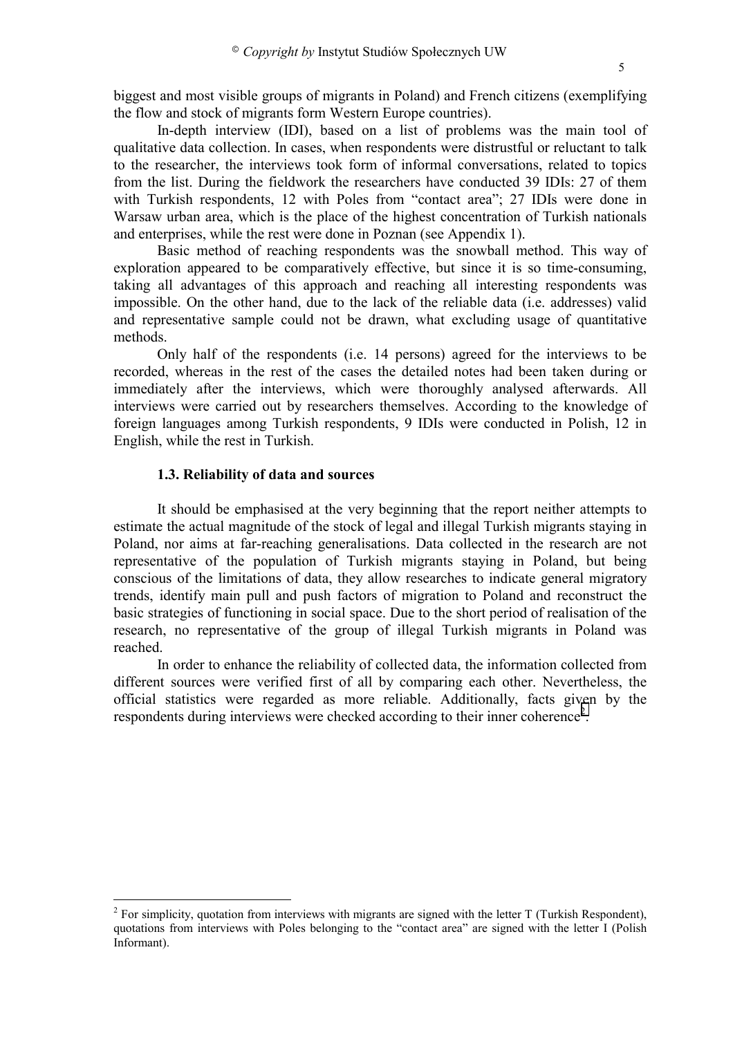biggest and most visible groups of migrants in Poland) and French citizens (exemplifying the flow and stock of migrants form Western Europe countries).

In-depth interview (IDI), based on a list of problems was the main tool of qualitative data collection. In cases, when respondents were distrustful or reluctant to talk to the researcher, the interviews took form of informal conversations, related to topics from the list. During the fieldwork the researchers have conducted 39 IDIs: 27 of them with Turkish respondents, 12 with Poles from "contact area"; 27 IDIs were done in Warsaw urban area, which is the place of the highest concentration of Turkish nationals and enterprises, while the rest were done in Poznan (see Appendix 1).

Basic method of reaching respondents was the snowball method. This way of exploration appeared to be comparatively effective, but since it is so time-consuming, taking all advantages of this approach and reaching all interesting respondents was impossible. On the other hand, due to the lack of the reliable data (i.e. addresses) valid and representative sample could not be drawn, what excluding usage of quantitative methods.

Only half of the respondents (i.e. 14 persons) agreed for the interviews to be recorded, whereas in the rest of the cases the detailed notes had been taken during or immediately after the interviews, which were thoroughly analysed afterwards. All interviews were carried out by researchers themselves. According to the knowledge of foreign languages among Turkish respondents, 9 IDIs were conducted in Polish, 12 in English, while the rest in Turkish.

### 1.3. Reliability of data and sources

It should be emphasised at the very beginning that the report neither attempts to estimate the actual magnitude of the stock of legal and illegal Turkish migrants staying in Poland, nor aims at far-reaching generalisations. Data collected in the research are not representative of the population of Turkish migrants staying in Poland, but being conscious of the limitations of data, they allow researches to indicate general migratory trends, identify main pull and push factors of migration to Poland and reconstruct the basic strategies of functioning in social space. Due to the short period of realisation of the research, no representative of the group of illegal Turkish migrants in Poland was reached.

In order to enhance the reliability of collected data, the information collected from different sources were verified first of all by comparing each other. Nevertheless, the official statistics were regarded as more reliable. Additionally, facts given by the respondents during interviews were checked according to their inner coherence[2].

[2] For simplicity, quotation from interviews with migrants are signed with the letter T (Turkish Respondent), quotations from interviews with Poles belonging to the "contact area" are signed with the letter I (Polish Informant).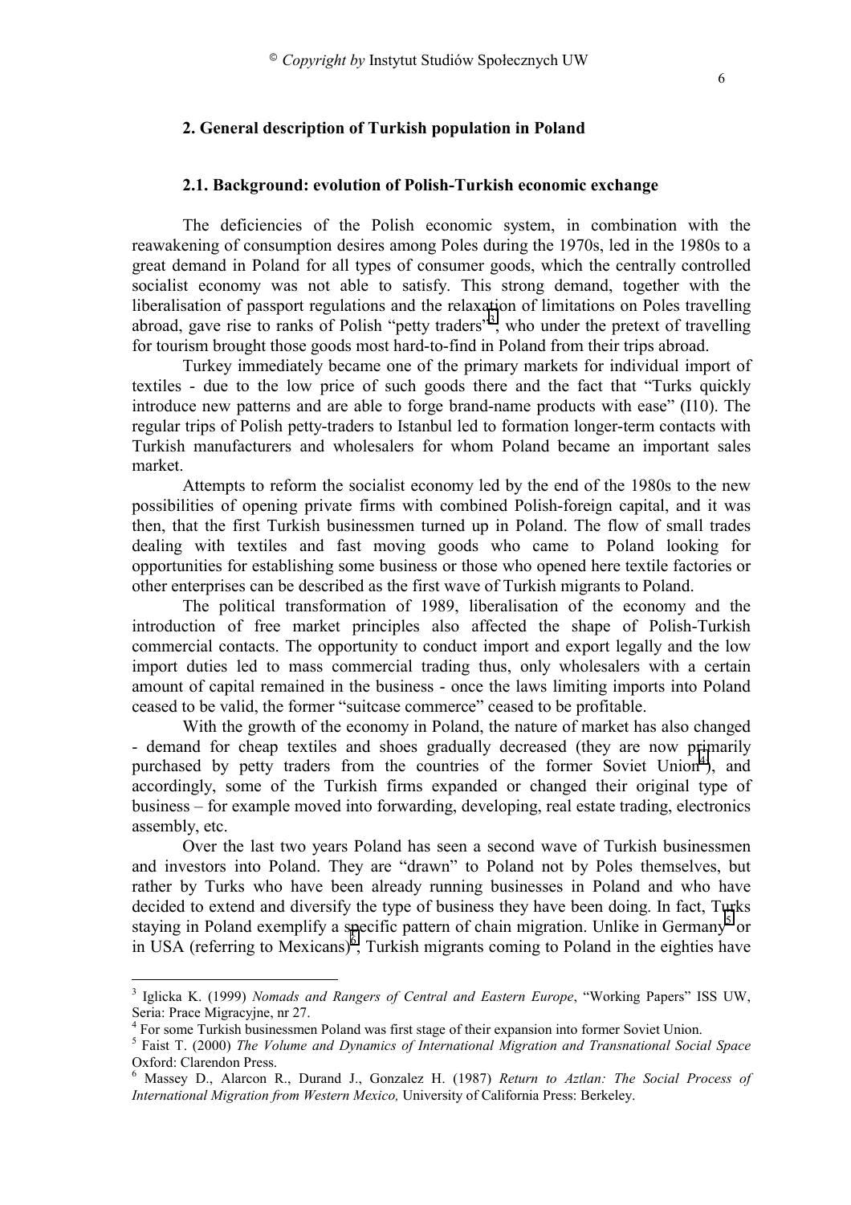## 2. General description of Turkish population in Poland

### 2.1. Background: evolution of Polish-Turkish economic exchange

The deficiencies of the Polish economic system, in combination with the reawakening of consumption desires among Poles during the 1970s, led in the 1980s to a great demand in Poland for all types of consumer goods, which the centrally controlled socialist economy was not able to satisfy. This strong demand, together with the liberalisation of passport regulations and the relaxation of limitations on Poles travelling abroad, gave rise to ranks of Polish "petty traders"[3], who under the pretext of travelling for tourism brought those goods most hard-to-find in Poland from their trips abroad.

Turkey immediately became one of the primary markets for individual import of textiles - due to the low price of such goods there and the fact that "Turks quickly introduce new patterns and are able to forge brand-name products with ease" (I10). The regular trips of Polish petty-traders to Istanbul led to formation longer-term contacts with Turkish manufacturers and wholesalers for whom Poland became an important sales market.

Attempts to reform the socialist economy led by the end of the 1980s to the new possibilities of opening private firms with combined Polish-foreign capital, and it was then, that the first Turkish businessmen turned up in Poland. The flow of small trades dealing with textiles and fast moving goods who came to Poland looking for opportunities for establishing some business or those who opened here textile factories or other enterprises can be described as the first wave of Turkish migrants to Poland.

The political transformation of 1989, liberalisation of the economy and the introduction of free market principles also affected the shape of Polish-Turkish commercial contacts. The opportunity to conduct import and export legally and the low import duties led to mass commercial trading thus, only wholesalers with a certain amount of capital remained in the business - once the laws limiting imports into Poland ceased to be valid, the former "suitcase commerce" ceased to be profitable.

With the growth of the economy in Poland, the nature of market has also changed - demand for cheap textiles and shoes gradually decreased (they are now primarily purchased by petty traders from the countries of the former Soviet Union[4]), and accordingly, some of the Turkish firms expanded or changed their original type of business – for example moved into forwarding, developing, real estate trading, electronics assembly, etc.

Over the last two years Poland has seen a second wave of Turkish businessmen and investors into Poland. They are "drawn" to Poland not by Poles themselves, but rather by Turks who have been already running businesses in Poland and who have decided to extend and diversify the type of business they have been doing. In fact, Turks staying in Poland exemplify a specific pattern of chain migration. Unlike in Germany[5] or in USA (referring to Mexicans)[6], Turkish migrants coming to Poland in the eighties have

---

[3] Iglicka K. (1999) *Nomads and Rangers of Central and Eastern Europe*, "Working Papers" ISS UW, Seria: Prace Migracyjne, nr 27.

[4] For some Turkish businessmen Poland was first stage of their expansion into former Soviet Union.

[5] Faist T. (2000) *The Volume and Dynamics of International Migration and Transnational Social Space* Oxford: Clarendon Press.

[6] Massey D., Alarcon R., Durand J., Gonzalez H. (1987) *Return to Aztlan: The Social Process of International Migration from Western Mexico,* University of California Press: Berkeley.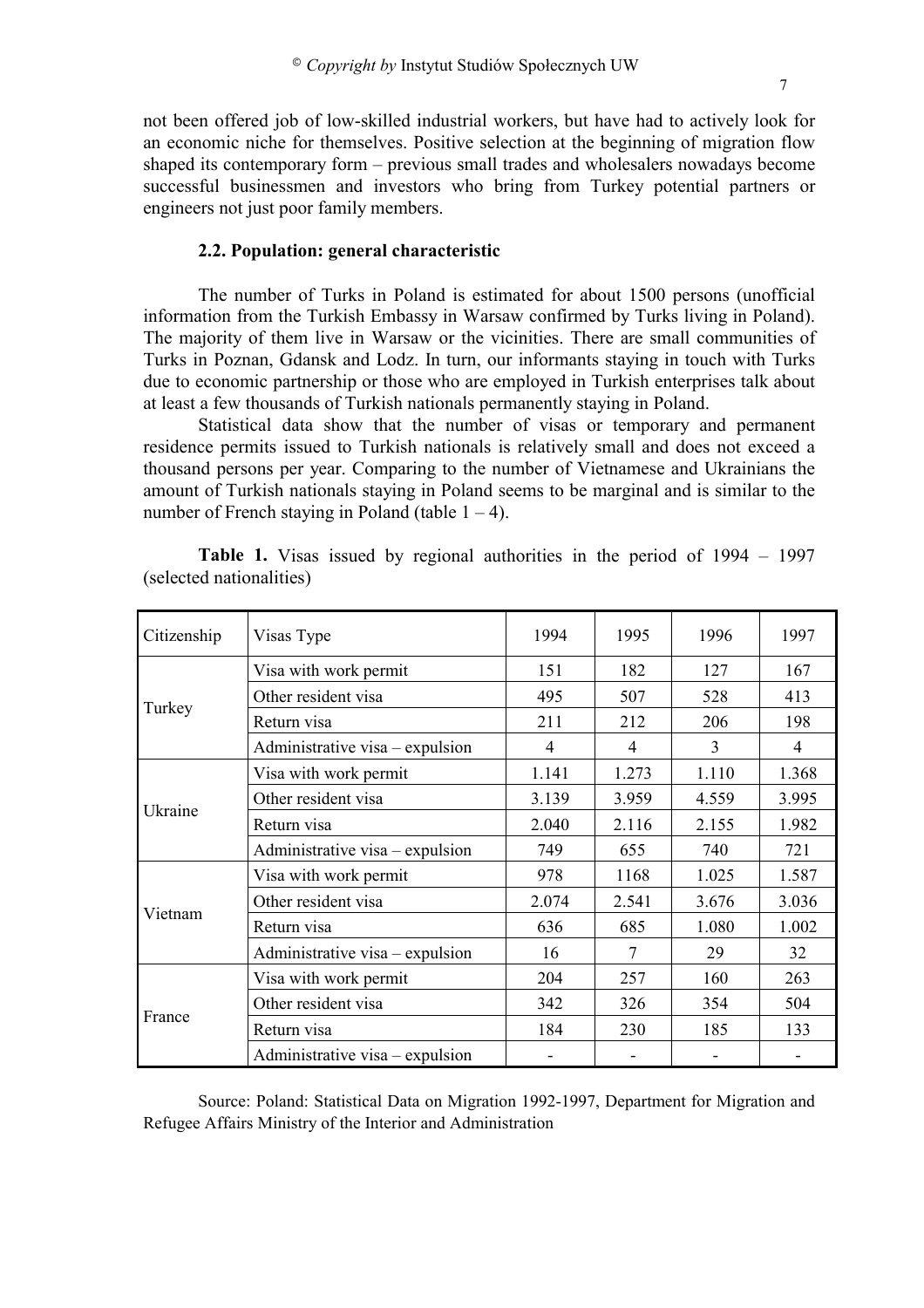not been offered job of low-skilled industrial workers, but have had to actively look for an economic niche for themselves. Positive selection at the beginning of migration flow shaped its contemporary form – previous small trades and wholesalers nowadays become successful businessmen and investors who bring from Turkey potential partners or engineers not just poor family members.

### 2.2. Population: general characteristic

The number of Turks in Poland is estimated for about 1500 persons (unofficial information from the Turkish Embassy in Warsaw confirmed by Turks living in Poland). The majority of them live in Warsaw or the vicinities. There are small communities of Turks in Poznan, Gdansk and Lodz. In turn, our informants staying in touch with Turks due to economic partnership or those who are employed in Turkish enterprises talk about at least a few thousands of Turkish nationals permanently staying in Poland.

Statistical data show that the number of visas or temporary and permanent residence permits issued to Turkish nationals is relatively small and does not exceed a thousand persons per year. Comparing to the number of Vietnamese and Ukrainians the amount of Turkish nationals staying in Poland seems to be marginal and is similar to the number of French staying in Poland (table 1 – 4).

**Table 1.** Visas issued by regional authorities in the period of 1994 – 1997 (selected nationalities)

| Citizenship | Visas Type | 1994 | 1995 | 1996 | 1997 |
|---|---|---|---|---|---|
| Turkey | Visa with work permit | 151 | 182 | 127 | 167 |
| | Other resident visa | 495 | 507 | 528 | 413 |
| | Return visa | 211 | 212 | 206 | 198 |
| | Administrative visa – expulsion | 4 | 4 | 3 | 4 |
| Ukraine | Visa with work permit | 1.141 | 1.273 | 1.110 | 1.368 |
| | Other resident visa | 3.139 | 3.959 | 4.559 | 3.995 |
| | Return visa | 2.040 | 2.116 | 2.155 | 1.982 |
| | Administrative visa – expulsion | 749 | 655 | 740 | 721 |
| Vietnam | Visa with work permit | 978 | 1168 | 1.025 | 1.587 |
| | Other resident visa | 2.074 | 2.541 | 3.676 | 3.036 |
| | Return visa | 636 | 685 | 1.080 | 1.002 |
| | Administrative visa – expulsion | 16 | 7 | 29 | 32 |
| France | Visa with work permit | 204 | 257 | 160 | 263 |
| | Other resident visa | 342 | 326 | 354 | 504 |
| | Return visa | 184 | 230 | 185 | 133 |
| | Administrative visa – expulsion | - | - | - | - |

Source: Poland: Statistical Data on Migration 1992-1997, Department for Migration and Refugee Affairs Ministry of the Interior and Administration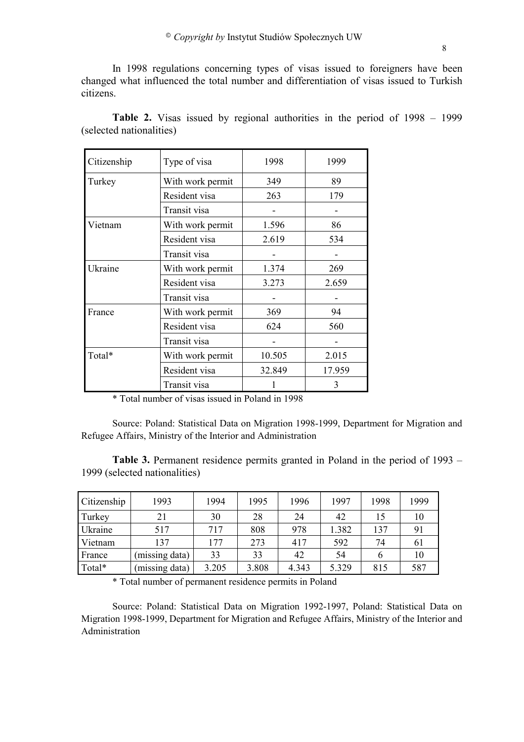In 1998 regulations concerning types of visas issued to foreigners have been changed what influenced the total number and differentiation of visas issued to Turkish citizens.

**Table 2.** Visas issued by regional authorities in the period of 1998 – 1999 (selected nationalities)

| Citizenship | Type of visa | 1998 | 1999 |
|---|---|---|---|
| Turkey | With work permit | 349 | 89 |
| | Resident visa | 263 | 179 |
| | Transit visa | - | - |
| Vietnam | With work permit | 1.596 | 86 |
| | Resident visa | 2.619 | 534 |
| | Transit visa | - | - |
| Ukraine | With work permit | 1.374 | 269 |
| | Resident visa | 3.273 | 2.659 |
| | Transit visa | - | - |
| France | With work permit | 369 | 94 |
| | Resident visa | 624 | 560 |
| | Transit visa | - | - |
| Total* | With work permit | 10.505 | 2.015 |
| | Resident visa | 32.849 | 17.959 |
| | Transit visa | 1 | 3 |

* Total number of visas issued in Poland in 1998

Source: Poland: Statistical Data on Migration 1998-1999, Department for Migration and Refugee Affairs, Ministry of the Interior and Administration

**Table 3.** Permanent residence permits granted in Poland in the period of 1993 – 1999 (selected nationalities)

| Citizenship | 1993 | 1994 | 1995 | 1996 | 1997 | 1998 | 1999 |
|---|---|---|---|---|---|---|---|
| Turkey | 21 | 30 | 28 | 24 | 42 | 15 | 10 |
| Ukraine | 517 | 717 | 808 | 978 | 1.382 | 137 | 91 |
| Vietnam | 137 | 177 | 273 | 417 | 592 | 74 | 61 |
| France | (missing data) | 33 | 33 | 42 | 54 | 6 | 10 |
| Total* | (missing data) | 3.205 | 3.808 | 4.343 | 5.329 | 815 | 587 |

* Total number of permanent residence permits in Poland

Source: Poland: Statistical Data on Migration 1992-1997, Poland: Statistical Data on Migration 1998-1999, Department for Migration and Refugee Affairs, Ministry of the Interior and Administration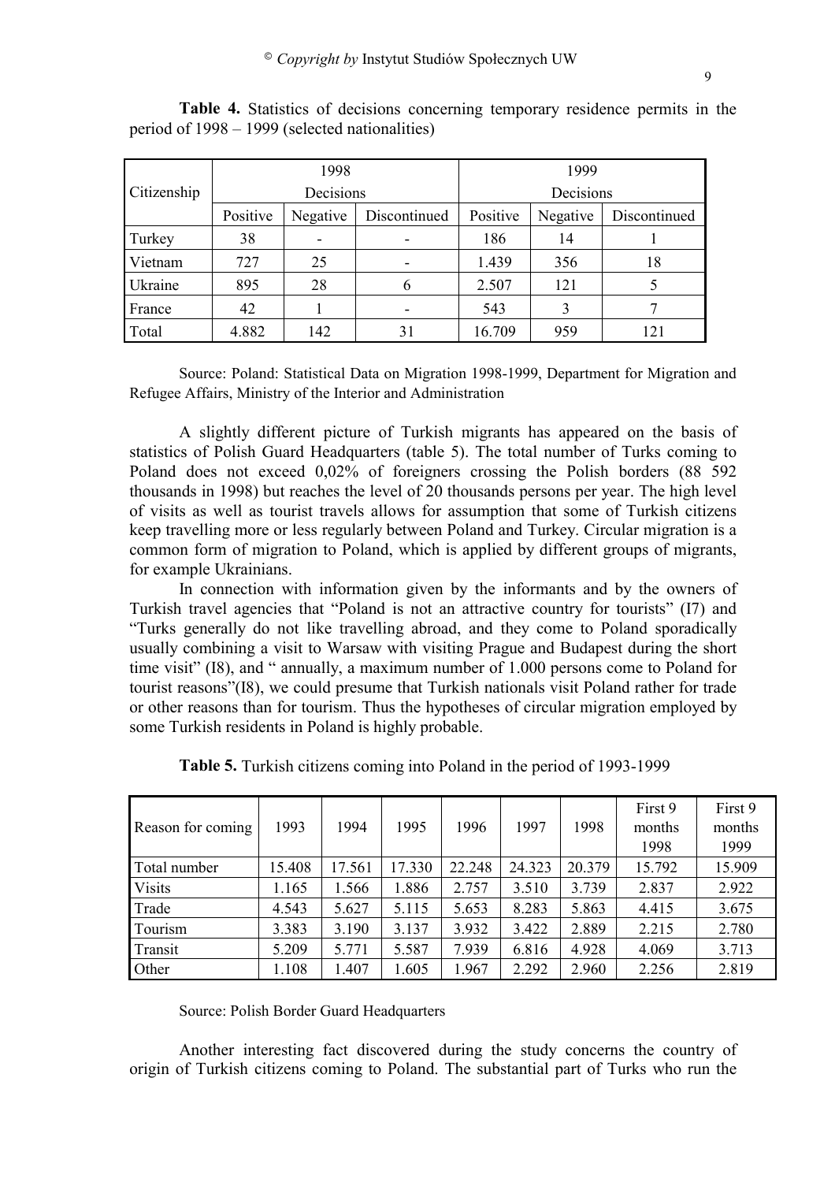**Table 4.** Statistics of decisions concerning temporary residence permits in the period of 1998 – 1999 (selected nationalities)

| Citizenship | 1998 Decisions | | | 1999 Decisions | | |
|---|---|---|---|---|---|---|
| | Positive | Negative | Discontinued | Positive | Negative | Discontinued |
| Turkey | 38 | - | - | 186 | 14 | 1 |
| Vietnam | 727 | 25 | - | 1.439 | 356 | 18 |
| Ukraine | 895 | 28 | 6 | 2.507 | 121 | 5 |
| France | 42 | 1 | - | 543 | 3 | 7 |
| Total | 4.882 | 142 | 31 | 16.709 | 959 | 121 |

Source: Poland: Statistical Data on Migration 1998-1999, Department for Migration and Refugee Affairs, Ministry of the Interior and Administration

A slightly different picture of Turkish migrants has appeared on the basis of statistics of Polish Guard Headquarters (table 5). The total number of Turks coming to Poland does not exceed 0,02% of foreigners crossing the Polish borders (88 592 thousands in 1998) but reaches the level of 20 thousands persons per year. The high level of visits as well as tourist travels allows for assumption that some of Turkish citizens keep travelling more or less regularly between Poland and Turkey. Circular migration is a common form of migration to Poland, which is applied by different groups of migrants, for example Ukrainians.

In connection with information given by the informants and by the owners of Turkish travel agencies that "Poland is not an attractive country for tourists" (I7) and "Turks generally do not like travelling abroad, and they come to Poland sporadically usually combining a visit to Warsaw with visiting Prague and Budapest during the short time visit" (I8), and " annually, a maximum number of 1.000 persons come to Poland for tourist reasons"(I8), we could presume that Turkish nationals visit Poland rather for trade or other reasons than for tourism. Thus the hypotheses of circular migration employed by some Turkish residents in Poland is highly probable.

**Table 5.** Turkish citizens coming into Poland in the period of 1993-1999

| Reason for coming | 1993 | 1994 | 1995 | 1996 | 1997 | 1998 | First 9 months 1998 | First 9 months 1999 |
|---|---|---|---|---|---|---|---|---|
| Total number | 15.408 | 17.561 | 17.330 | 22.248 | 24.323 | 20.379 | 15.792 | 15.909 |
| Visits | 1.165 | 1.566 | 1.886 | 2.757 | 3.510 | 3.739 | 2.837 | 2.922 |
| Trade | 4.543 | 5.627 | 5.115 | 5.653 | 8.283 | 5.863 | 4.415 | 3.675 |
| Tourism | 3.383 | 3.190 | 3.137 | 3.932 | 3.422 | 2.889 | 2.215 | 2.780 |
| Transit | 5.209 | 5.771 | 5.587 | 7.939 | 6.816 | 4.928 | 4.069 | 3.713 |
| Other | 1.108 | 1.407 | 1.605 | 1.967 | 2.292 | 2.960 | 2.256 | 2.819 |

Source: Polish Border Guard Headquarters

Another interesting fact discovered during the study concerns the country of origin of Turkish citizens coming to Poland. The substantial part of Turks who run the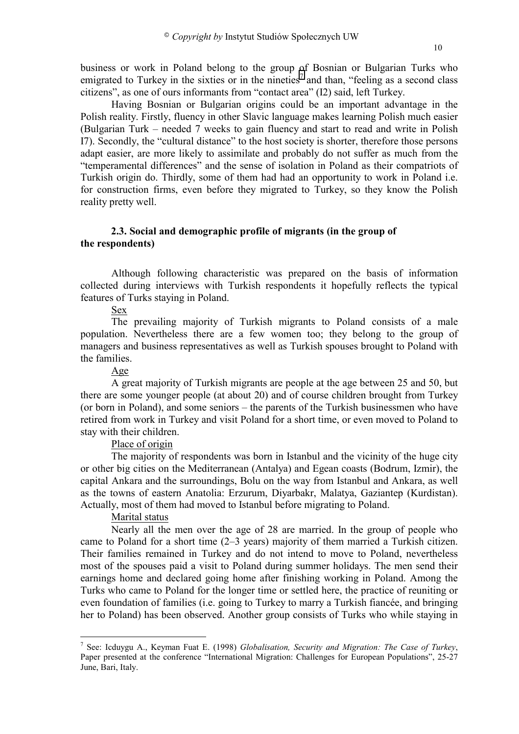business or work in Poland belong to the group of Bosnian or Bulgarian Turks who emigrated to Turkey in the sixties or in the nineties[7] and than, "feeling as a second class citizens", as one of ours informants from "contact area" (I2) said, left Turkey.

Having Bosnian or Bulgarian origins could be an important advantage in the Polish reality. Firstly, fluency in other Slavic language makes learning Polish much easier (Bulgarian Turk – needed 7 weeks to gain fluency and start to read and write in Polish I7). Secondly, the "cultural distance" to the host society is shorter, therefore those persons adapt easier, are more likely to assimilate and probably do not suffer as much from the "temperamental differences" and the sense of isolation in Poland as their compatriots of Turkish origin do. Thirdly, some of them had had an opportunity to work in Poland i.e. for construction firms, even before they migrated to Turkey, so they know the Polish reality pretty well.

### 2.3. Social and demographic profile of migrants (in the group of the respondents)

Although following characteristic was prepared on the basis of information collected during interviews with Turkish respondents it hopefully reflects the typical features of Turks staying in Poland.

Sex

The prevailing majority of Turkish migrants to Poland consists of a male population. Nevertheless there are a few women too; they belong to the group of managers and business representatives as well as Turkish spouses brought to Poland with the families.

Age

A great majority of Turkish migrants are people at the age between 25 and 50, but there are some younger people (at about 20) and of course children brought from Turkey (or born in Poland), and some seniors – the parents of the Turkish businessmen who have retired from work in Turkey and visit Poland for a short time, or even moved to Poland to stay with their children.

Place of origin

The majority of respondents was born in Istanbul and the vicinity of the huge city or other big cities on the Mediterranean (Antalya) and Egean coasts (Bodrum, Izmir), the capital Ankara and the surroundings, Bolu on the way from Istanbul and Ankara, as well as the towns of eastern Anatolia: Erzurum, Diyarbakr, Malatya, Gaziantep (Kurdistan). Actually, most of them had moved to Istanbul before migrating to Poland.

Marital status

Nearly all the men over the age of 28 are married. In the group of people who came to Poland for a short time (2–3 years) majority of them married a Turkish citizen. Their families remained in Turkey and do not intend to move to Poland, nevertheless most of the spouses paid a visit to Poland during summer holidays. The men send their earnings home and declared going home after finishing working in Poland. Among the Turks who came to Poland for the longer time or settled here, the practice of reuniting or even foundation of families (i.e. going to Turkey to marry a Turkish fiancée, and bringing her to Poland) has been observed. Another group consists of Turks who while staying in

---

[7] See: Icduygu A., Keyman Fuat E. (1998) *Globalisation, Security and Migration: The Case of Turkey*, Paper presented at the conference "International Migration: Challenges for European Populations", 25-27 June, Bari, Italy.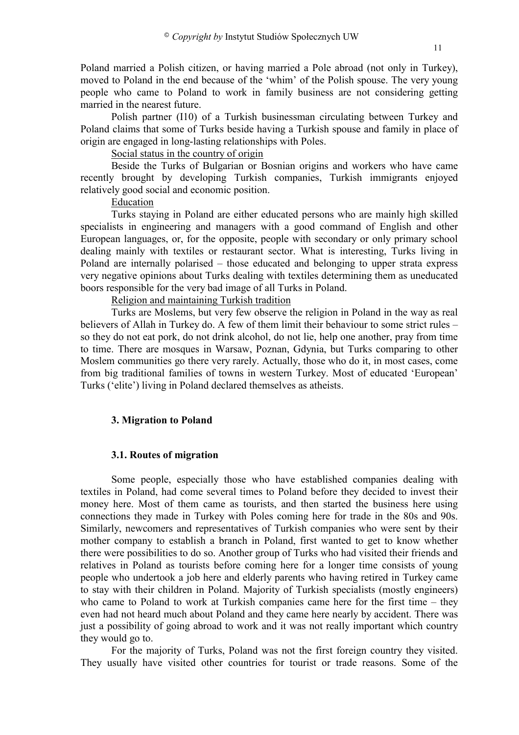Poland married a Polish citizen, or having married a Pole abroad (not only in Turkey), moved to Poland in the end because of the 'whim' of the Polish spouse. The very young people who came to Poland to work in family business are not considering getting married in the nearest future.

Polish partner (I10) of a Turkish businessman circulating between Turkey and Poland claims that some of Turks beside having a Turkish spouse and family in place of origin are engaged in long-lasting relationships with Poles.

Social status in the country of origin

Beside the Turks of Bulgarian or Bosnian origins and workers who have came recently brought by developing Turkish companies, Turkish immigrants enjoyed relatively good social and economic position.

Education

Turks staying in Poland are either educated persons who are mainly high skilled specialists in engineering and managers with a good command of English and other European languages, or, for the opposite, people with secondary or only primary school dealing mainly with textiles or restaurant sector. What is interesting, Turks living in Poland are internally polarised – those educated and belonging to upper strata express very negative opinions about Turks dealing with textiles determining them as uneducated boors responsible for the very bad image of all Turks in Poland.

Religion and maintaining Turkish tradition

Turks are Moslems, but very few observe the religion in Poland in the way as real believers of Allah in Turkey do. A few of them limit their behaviour to some strict rules – so they do not eat pork, do not drink alcohol, do not lie, help one another, pray from time to time. There are mosques in Warsaw, Poznan, Gdynia, but Turks comparing to other Moslem communities go there very rarely. Actually, those who do it, in most cases, come from big traditional families of towns in western Turkey. Most of educated 'European' Turks ('elite') living in Poland declared themselves as atheists.

## 3. Migration to Poland

### 3.1. Routes of migration

Some people, especially those who have established companies dealing with textiles in Poland, had come several times to Poland before they decided to invest their money here. Most of them came as tourists, and then started the business here using connections they made in Turkey with Poles coming here for trade in the 80s and 90s. Similarly, newcomers and representatives of Turkish companies who were sent by their mother company to establish a branch in Poland, first wanted to get to know whether there were possibilities to do so. Another group of Turks who had visited their friends and relatives in Poland as tourists before coming here for a longer time consists of young people who undertook a job here and elderly parents who having retired in Turkey came to stay with their children in Poland. Majority of Turkish specialists (mostly engineers) who came to Poland to work at Turkish companies came here for the first time – they even had not heard much about Poland and they came here nearly by accident. There was just a possibility of going abroad to work and it was not really important which country they would go to.

For the majority of Turks, Poland was not the first foreign country they visited. They usually have visited other countries for tourist or trade reasons. Some of the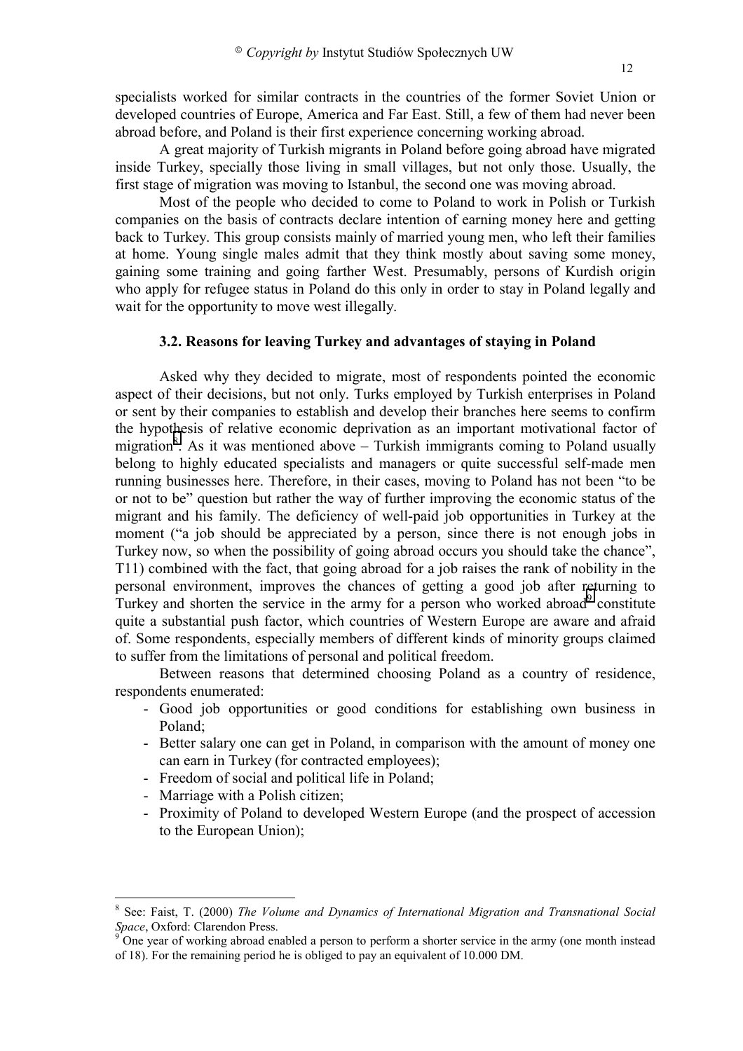specialists worked for similar contracts in the countries of the former Soviet Union or developed countries of Europe, America and Far East. Still, a few of them had never been abroad before, and Poland is their first experience concerning working abroad.

A great majority of Turkish migrants in Poland before going abroad have migrated inside Turkey, specially those living in small villages, but not only those. Usually, the first stage of migration was moving to Istanbul, the second one was moving abroad.

Most of the people who decided to come to Poland to work in Polish or Turkish companies on the basis of contracts declare intention of earning money here and getting back to Turkey. This group consists mainly of married young men, who left their families at home. Young single males admit that they think mostly about saving some money, gaining some training and going farther West. Presumably, persons of Kurdish origin who apply for refugee status in Poland do this only in order to stay in Poland legally and wait for the opportunity to move west illegally.

### 3.2. Reasons for leaving Turkey and advantages of staying in Poland

Asked why they decided to migrate, most of respondents pointed the economic aspect of their decisions, but not only. Turks employed by Turkish enterprises in Poland or sent by their companies to establish and develop their branches here seems to confirm the hypothesis of relative economic deprivation as an important motivational factor of migration[8]. As it was mentioned above – Turkish immigrants coming to Poland usually belong to highly educated specialists and managers or quite successful self-made men running businesses here. Therefore, in their cases, moving to Poland has not been "to be or not to be" question but rather the way of further improving the economic status of the migrant and his family. The deficiency of well-paid job opportunities in Turkey at the moment ("a job should be appreciated by a person, since there is not enough jobs in Turkey now, so when the possibility of going abroad occurs you should take the chance", T11) combined with the fact, that going abroad for a job raises the rank of nobility in the personal environment, improves the chances of getting a good job after returning to Turkey and shorten the service in the army for a person who worked abroad[9] constitute quite a substantial push factor, which countries of Western Europe are aware and afraid of. Some respondents, especially members of different kinds of minority groups claimed to suffer from the limitations of personal and political freedom.

Between reasons that determined choosing Poland as a country of residence, respondents enumerated:

- Good job opportunities or good conditions for establishing own business in Poland;
- Better salary one can get in Poland, in comparison with the amount of money one can earn in Turkey (for contracted employees);
- Freedom of social and political life in Poland;
- Marriage with a Polish citizen;
- Proximity of Poland to developed Western Europe (and the prospect of accession to the European Union);

---

[8] See: Faist, T. (2000) *The Volume and Dynamics of International Migration and Transnational Social Space*, Oxford: Clarendon Press.

[9] One year of working abroad enabled a person to perform a shorter service in the army (one month instead of 18). For the remaining period he is obliged to pay an equivalent of 10.000 DM.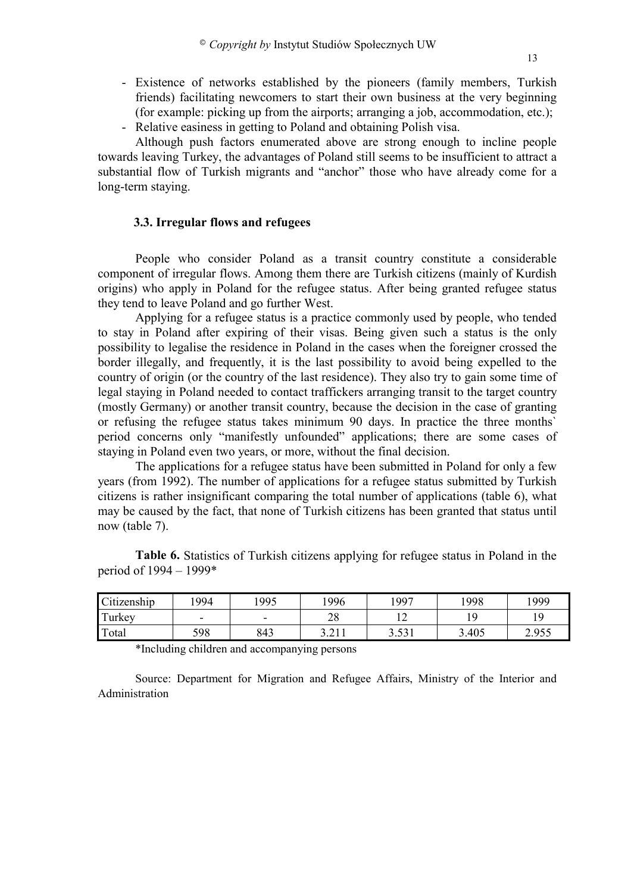- Existence of networks established by the pioneers (family members, Turkish friends) facilitating newcomers to start their own business at the very beginning (for example: picking up from the airports; arranging a job, accommodation, etc.);
- Relative easiness in getting to Poland and obtaining Polish visa.

Although push factors enumerated above are strong enough to incline people towards leaving Turkey, the advantages of Poland still seems to be insufficient to attract a substantial flow of Turkish migrants and "anchor" those who have already come for a long-term staying.

### 3.3. Irregular flows and refugees

People who consider Poland as a transit country constitute a considerable component of irregular flows. Among them there are Turkish citizens (mainly of Kurdish origins) who apply in Poland for the refugee status. After being granted refugee status they tend to leave Poland and go further West.

Applying for a refugee status is a practice commonly used by people, who tended to stay in Poland after expiring of their visas. Being given such a status is the only possibility to legalise the residence in Poland in the cases when the foreigner crossed the border illegally, and frequently, it is the last possibility to avoid being expelled to the country of origin (or the country of the last residence). They also try to gain some time of legal staying in Poland needed to contact traffickers arranging transit to the target country (mostly Germany) or another transit country, because the decision in the case of granting or refusing the refugee status takes minimum 90 days. In practice the three months` period concerns only "manifestly unfounded" applications; there are some cases of staying in Poland even two years, or more, without the final decision.

The applications for a refugee status have been submitted in Poland for only a few years (from 1992). The number of applications for a refugee status submitted by Turkish citizens is rather insignificant comparing the total number of applications (table 6), what may be caused by the fact, that none of Turkish citizens has been granted that status until now (table 7).

**Table 6.** Statistics of Turkish citizens applying for refugee status in Poland in the period of 1994 – 1999*

| Citizenship | 1994 | 1995 | 1996 | 1997 | 1998 | 1999 |
|---|---|---|---|---|---|---|
| Turkey | - | - | 28 | 12 | 19 | 19 |
| Total | 598 | 843 | 3.211 | 3.531 | 3.405 | 2.955 |

*Including children and accompanying persons

Source: Department for Migration and Refugee Affairs, Ministry of the Interior and Administration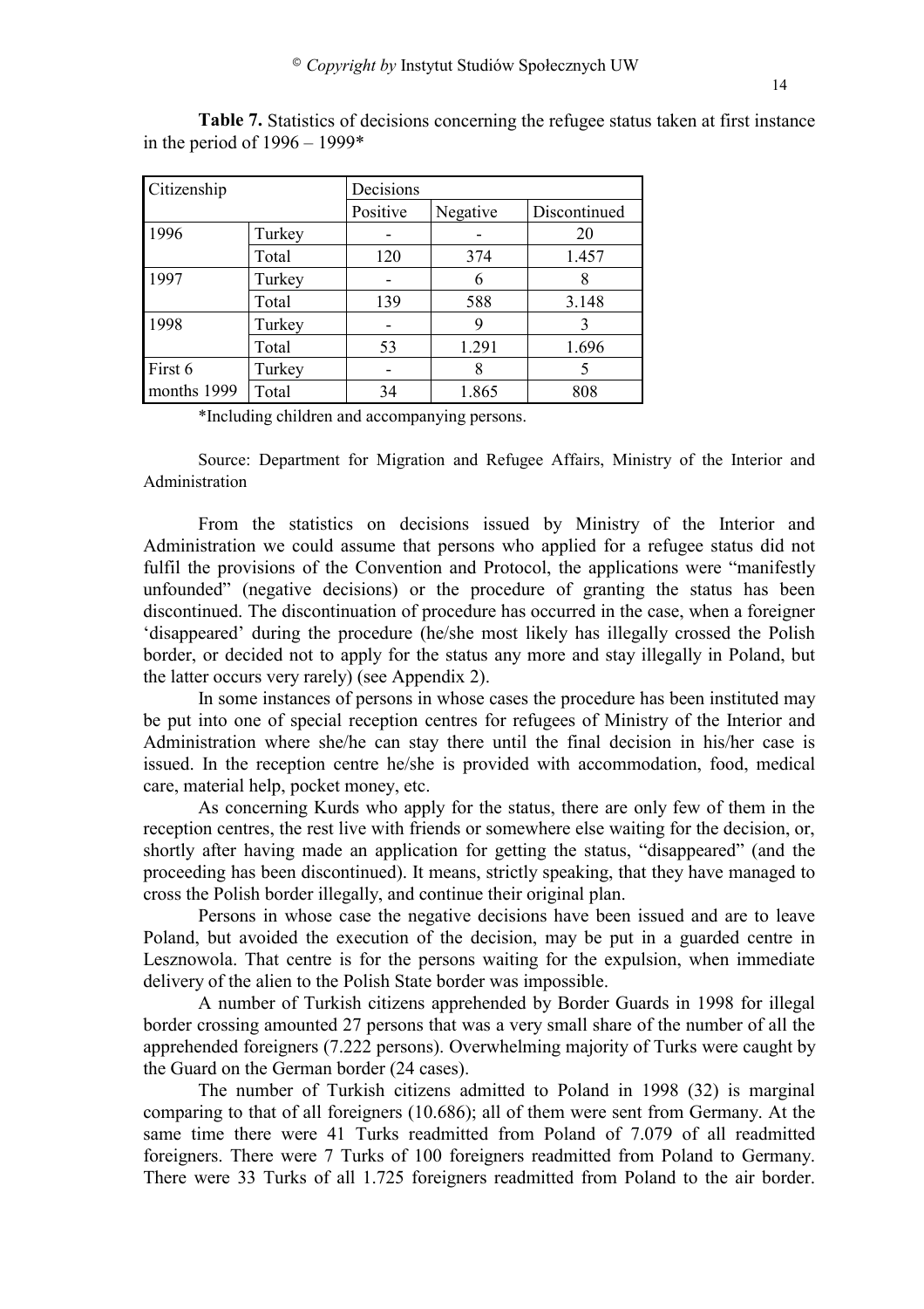**Table 7.** Statistics of decisions concerning the refugee status taken at first instance in the period of 1996 – 1999*

| Citizenship | | Decisions | | |
|---|---|---|---|---|
| | | Positive | Negative | Discontinued |
| 1996 | Turkey | - | - | 20 |
| | Total | 120 | 374 | 1.457 |
| 1997 | Turkey | - | 6 | 8 |
| | Total | 139 | 588 | 3.148 |
| 1998 | Turkey | - | 9 | 3 |
| | Total | 53 | 1.291 | 1.696 |
| First 6 months 1999 | Turkey | - | 8 | 5 |
| | Total | 34 | 1.865 | 808 |

*Including children and accompanying persons.

Source: Department for Migration and Refugee Affairs, Ministry of the Interior and Administration

From the statistics on decisions issued by Ministry of the Interior and Administration we could assume that persons who applied for a refugee status did not fulfil the provisions of the Convention and Protocol, the applications were "manifestly unfounded" (negative decisions) or the procedure of granting the status has been discontinued. The discontinuation of procedure has occurred in the case, when a foreigner 'disappeared' during the procedure (he/she most likely has illegally crossed the Polish border, or decided not to apply for the status any more and stay illegally in Poland, but the latter occurs very rarely) (see Appendix 2).

In some instances of persons in whose cases the procedure has been instituted may be put into one of special reception centres for refugees of Ministry of the Interior and Administration where she/he can stay there until the final decision in his/her case is issued. In the reception centre he/she is provided with accommodation, food, medical care, material help, pocket money, etc.

As concerning Kurds who apply for the status, there are only few of them in the reception centres, the rest live with friends or somewhere else waiting for the decision, or, shortly after having made an application for getting the status, "disappeared" (and the proceeding has been discontinued). It means, strictly speaking, that they have managed to cross the Polish border illegally, and continue their original plan.

Persons in whose case the negative decisions have been issued and are to leave Poland, but avoided the execution of the decision, may be put in a guarded centre in Lesznowola. That centre is for the persons waiting for the expulsion, when immediate delivery of the alien to the Polish State border was impossible.

A number of Turkish citizens apprehended by Border Guards in 1998 for illegal border crossing amounted 27 persons that was a very small share of the number of all the apprehended foreigners (7.222 persons). Overwhelming majority of Turks were caught by the Guard on the German border (24 cases).

The number of Turkish citizens admitted to Poland in 1998 (32) is marginal comparing to that of all foreigners (10.686); all of them were sent from Germany. At the same time there were 41 Turks readmitted from Poland of 7.079 of all readmitted foreigners. There were 7 Turks of 100 foreigners readmitted from Poland to Germany. There were 33 Turks of all 1.725 foreigners readmitted from Poland to the air border.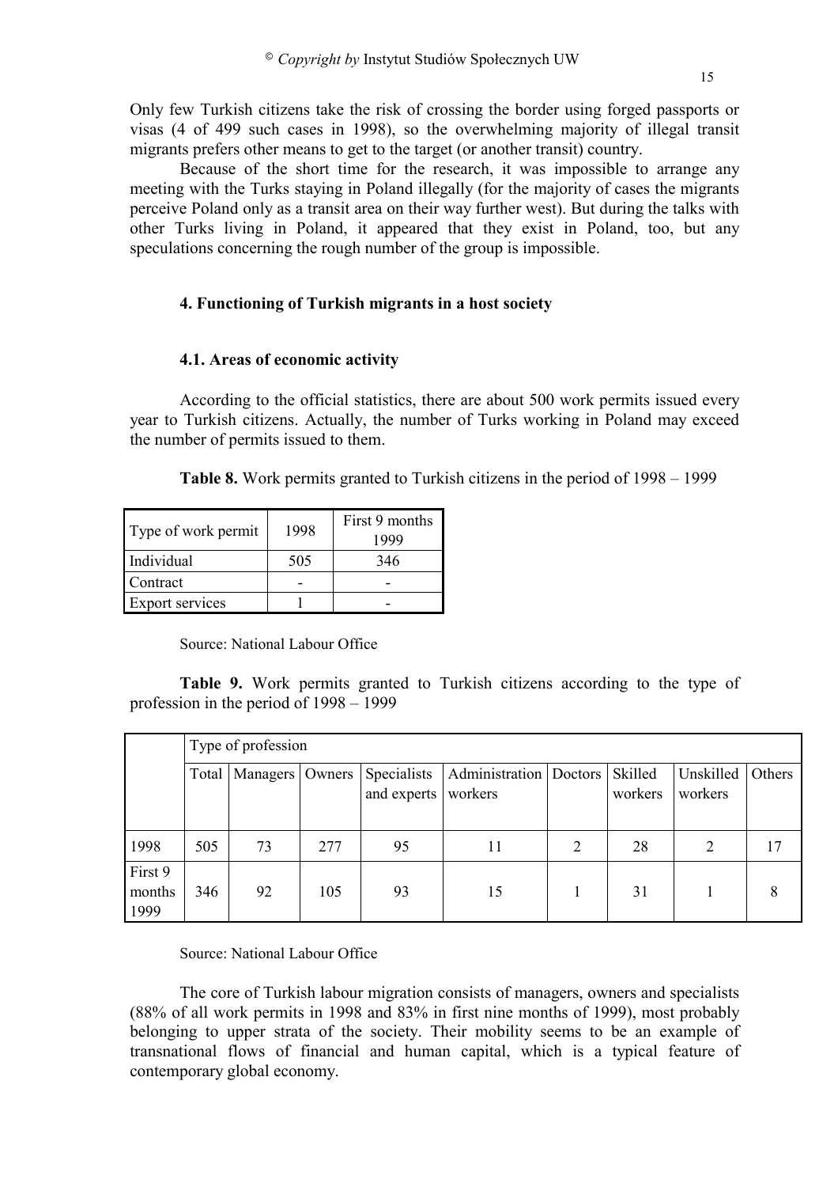Only few Turkish citizens take the risk of crossing the border using forged passports or visas (4 of 499 such cases in 1998), so the overwhelming majority of illegal transit migrants prefers other means to get to the target (or another transit) country.

Because of the short time for the research, it was impossible to arrange any meeting with the Turks staying in Poland illegally (for the majority of cases the migrants perceive Poland only as a transit area on their way further west). But during the talks with other Turks living in Poland, it appeared that they exist in Poland, too, but any speculations concerning the rough number of the group is impossible.

## 4. Functioning of Turkish migrants in a host society

### 4.1. Areas of economic activity

According to the official statistics, there are about 500 work permits issued every year to Turkish citizens. Actually, the number of Turks working in Poland may exceed the number of permits issued to them.

**Table 8.** Work permits granted to Turkish citizens in the period of 1998 – 1999

| Type of work permit | 1998 | First 9 months 1999 |
|---|---|---|
| Individual | 505 | 346 |
| Contract | - | - |
| Export services | 1 | - |

Source: National Labour Office

**Table 9.** Work permits granted to Turkish citizens according to the type of profession in the period of 1998 – 1999

| | Type of profession | | | | | | | | |
|---|---|---|---|---|---|---|---|---|---|
| | Total | Managers | Owners | Specialists and experts | Administration workers | Doctors | Skilled workers | Unskilled workers | Others |
| 1998 | 505 | 73 | 277 | 95 | 11 | 2 | 28 | 2 | 17 |
| First 9 months 1999 | 346 | 92 | 105 | 93 | 15 | 1 | 31 | 1 | 8 |

Source: National Labour Office

The core of Turkish labour migration consists of managers, owners and specialists (88% of all work permits in 1998 and 83% in first nine months of 1999), most probably belonging to upper strata of the society. Their mobility seems to be an example of transnational flows of financial and human capital, which is a typical feature of contemporary global economy.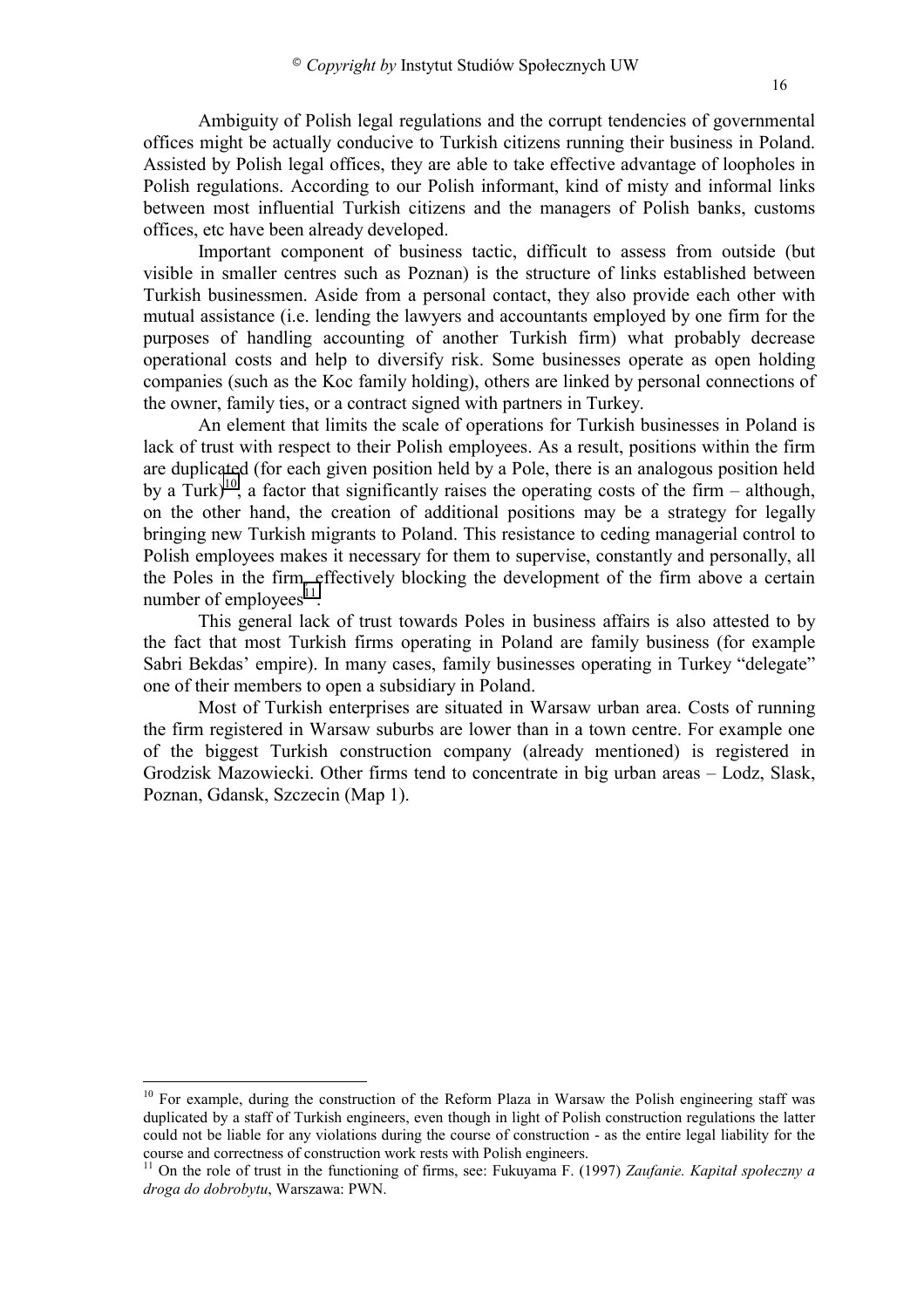Ambiguity of Polish legal regulations and the corrupt tendencies of governmental offices might be actually conducive to Turkish citizens running their business in Poland. Assisted by Polish legal offices, they are able to take effective advantage of loopholes in Polish regulations. According to our Polish informant, kind of misty and informal links between most influential Turkish citizens and the managers of Polish banks, customs offices, etc have been already developed.

Important component of business tactic, difficult to assess from outside (but visible in smaller centres such as Poznan) is the structure of links established between Turkish businessmen. Aside from a personal contact, they also provide each other with mutual assistance (i.e. lending the lawyers and accountants employed by one firm for the purposes of handling accounting of another Turkish firm) what probably decrease operational costs and help to diversify risk. Some businesses operate as open holding companies (such as the Koc family holding), others are linked by personal connections of the owner, family ties, or a contract signed with partners in Turkey.

An element that limits the scale of operations for Turkish businesses in Poland is lack of trust with respect to their Polish employees. As a result, positions within the firm are duplicated (for each given position held by a Pole, there is an analogous position held by a Turk)[10], a factor that significantly raises the operating costs of the firm – although, on the other hand, the creation of additional positions may be a strategy for legally bringing new Turkish migrants to Poland. This resistance to ceding managerial control to Polish employees makes it necessary for them to supervise, constantly and personally, all the Poles in the firm, effectively blocking the development of the firm above a certain number of employees[11].

This general lack of trust towards Poles in business affairs is also attested to by the fact that most Turkish firms operating in Poland are family business (for example Sabri Bekdas' empire). In many cases, family businesses operating in Turkey "delegate" one of their members to open a subsidiary in Poland.

Most of Turkish enterprises are situated in Warsaw urban area. Costs of running the firm registered in Warsaw suburbs are lower than in a town centre. For example one of the biggest Turkish construction company (already mentioned) is registered in Grodzisk Mazowiecki. Other firms tend to concentrate in big urban areas – Lodz, Slask, Poznan, Gdansk, Szczecin (Map 1).

---

[10] For example, during the construction of the Reform Plaza in Warsaw the Polish engineering staff was duplicated by a staff of Turkish engineers, even though in light of Polish construction regulations the latter could not be liable for any violations during the course of construction - as the entire legal liability for the course and correctness of construction work rests with Polish engineers.

[11] On the role of trust in the functioning of firms, see: Fukuyama F. (1997) *Zaufanie. Kapitał społeczny a droga do dobrobytu*, Warszawa: PWN.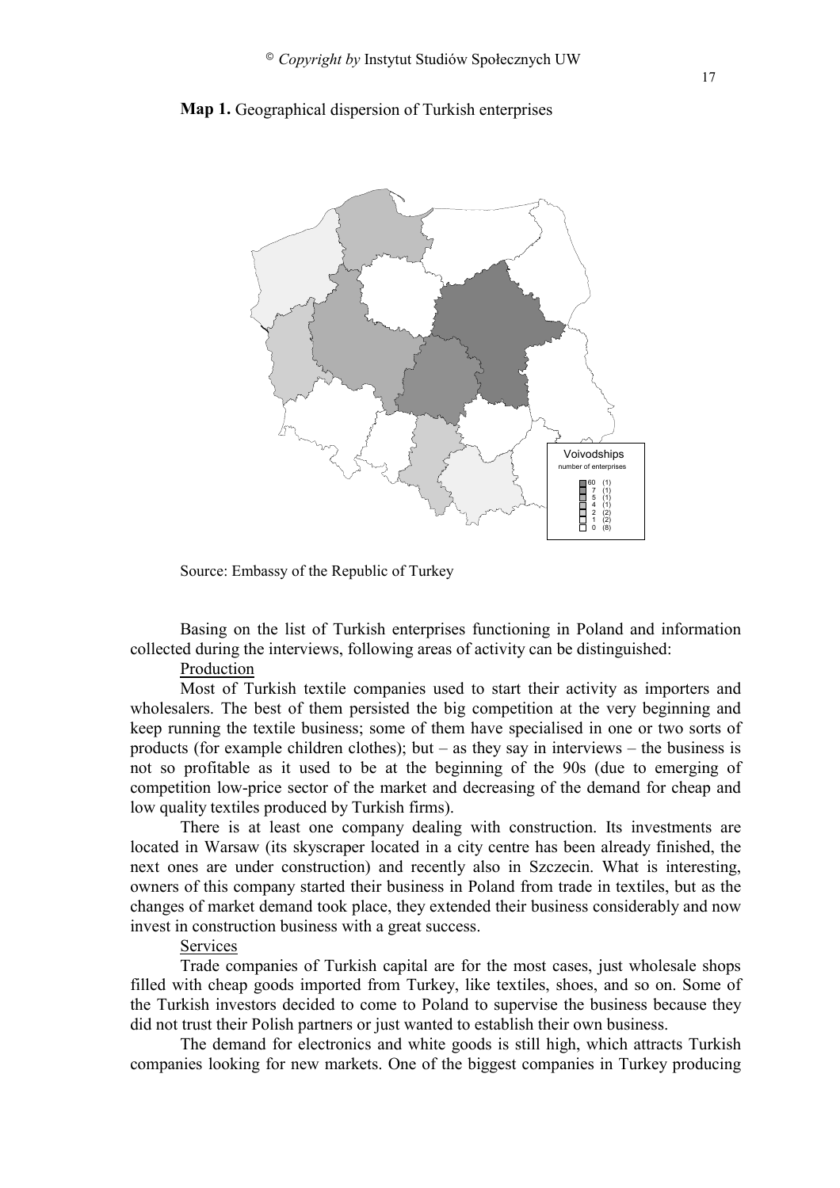**Map 1.** Geographical dispersion of Turkish enterprises

Source: Embassy of the Republic of Turkey

Basing on the list of Turkish enterprises functioning in Poland and information collected during the interviews, following areas of activity can be distinguished:

Production

Most of Turkish textile companies used to start their activity as importers and wholesalers. The best of them persisted the big competition at the very beginning and keep running the textile business; some of them have specialised in one or two sorts of products (for example children clothes); but – as they say in interviews – the business is not so profitable as it used to be at the beginning of the 90s (due to emerging of competition low-price sector of the market and decreasing of the demand for cheap and low quality textiles produced by Turkish firms).

There is at least one company dealing with construction. Its investments are located in Warsaw (its skyscraper located in a city centre has been already finished, the next ones are under construction) and recently also in Szczecin. What is interesting, owners of this company started their business in Poland from trade in textiles, but as the changes of market demand took place, they extended their business considerably and now invest in construction business with a great success.

Services

Trade companies of Turkish capital are for the most cases, just wholesale shops filled with cheap goods imported from Turkey, like textiles, shoes, and so on. Some of the Turkish investors decided to come to Poland to supervise the business because they did not trust their Polish partners or just wanted to establish their own business.

The demand for electronics and white goods is still high, which attracts Turkish companies looking for new markets. One of the biggest companies in Turkey producing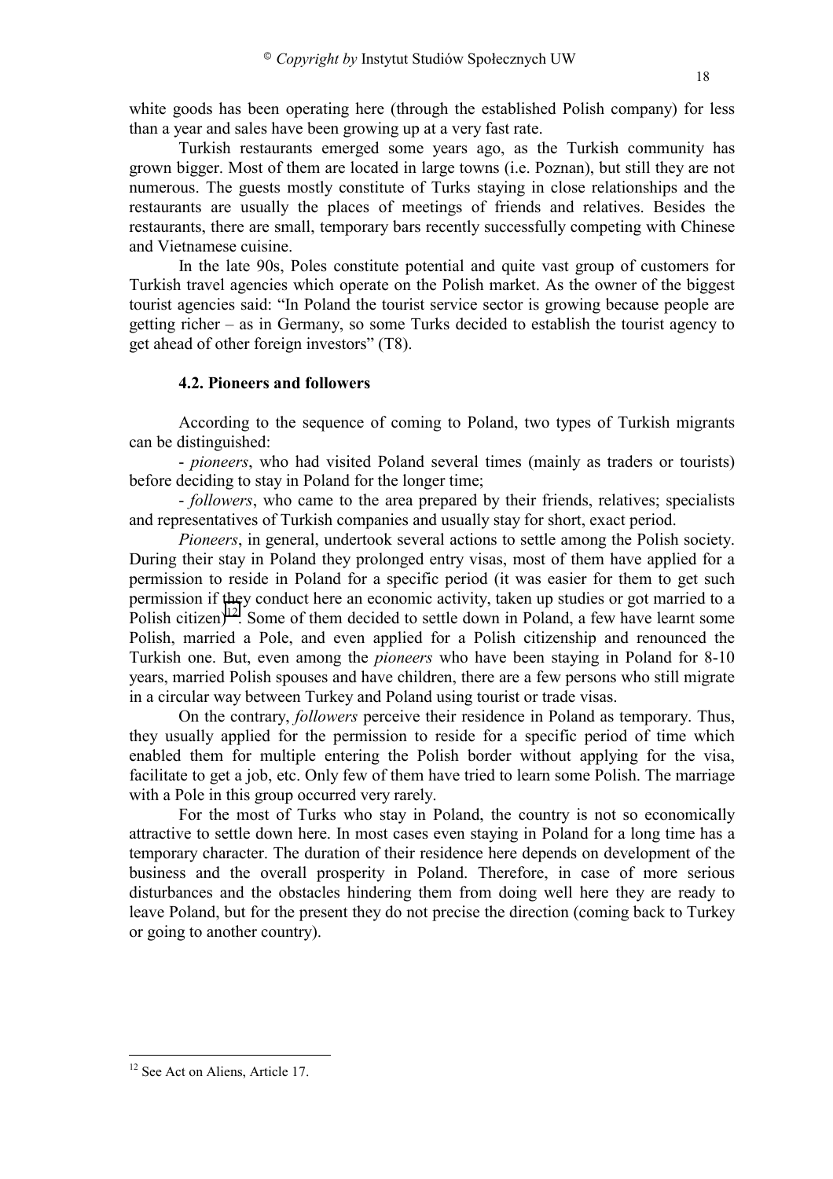white goods has been operating here (through the established Polish company) for less than a year and sales have been growing up at a very fast rate.

Turkish restaurants emerged some years ago, as the Turkish community has grown bigger. Most of them are located in large towns (i.e. Poznan), but still they are not numerous. The guests mostly constitute of Turks staying in close relationships and the restaurants are usually the places of meetings of friends and relatives. Besides the restaurants, there are small, temporary bars recently successfully competing with Chinese and Vietnamese cuisine.

In the late 90s, Poles constitute potential and quite vast group of customers for Turkish travel agencies which operate on the Polish market. As the owner of the biggest tourist agencies said: "In Poland the tourist service sector is growing because people are getting richer – as in Germany, so some Turks decided to establish the tourist agency to get ahead of other foreign investors" (T8).

### 4.2. Pioneers and followers

According to the sequence of coming to Poland, two types of Turkish migrants can be distinguished:

- *pioneers*, who had visited Poland several times (mainly as traders or tourists) before deciding to stay in Poland for the longer time;
- *followers*, who came to the area prepared by their friends, relatives; specialists and representatives of Turkish companies and usually stay for short, exact period.

*Pioneers*, in general, undertook several actions to settle among the Polish society. During their stay in Poland they prolonged entry visas, most of them have applied for a permission to reside in Poland for a specific period (it was easier for them to get such permission if they conduct here an economic activity, taken up studies or got married to a Polish citizen)[12]. Some of them decided to settle down in Poland, a few have learnt some Polish, married a Pole, and even applied for a Polish citizenship and renounced the Turkish one. But, even among the *pioneers* who have been staying in Poland for 8-10 years, married Polish spouses and have children, there are a few persons who still migrate in a circular way between Turkey and Poland using tourist or trade visas.

On the contrary, *followers* perceive their residence in Poland as temporary. Thus, they usually applied for the permission to reside for a specific period of time which enabled them for multiple entering the Polish border without applying for the visa, facilitate to get a job, etc. Only few of them have tried to learn some Polish. The marriage with a Pole in this group occurred very rarely.

For the most of Turks who stay in Poland, the country is not so economically attractive to settle down here. In most cases even staying in Poland for a long time has a temporary character. The duration of their residence here depends on development of the business and the overall prosperity in Poland. Therefore, in case of more serious disturbances and the obstacles hindering them from doing well here they are ready to leave Poland, but for the present they do not precise the direction (coming back to Turkey or going to another country).

[12] See Act on Aliens, Article 17.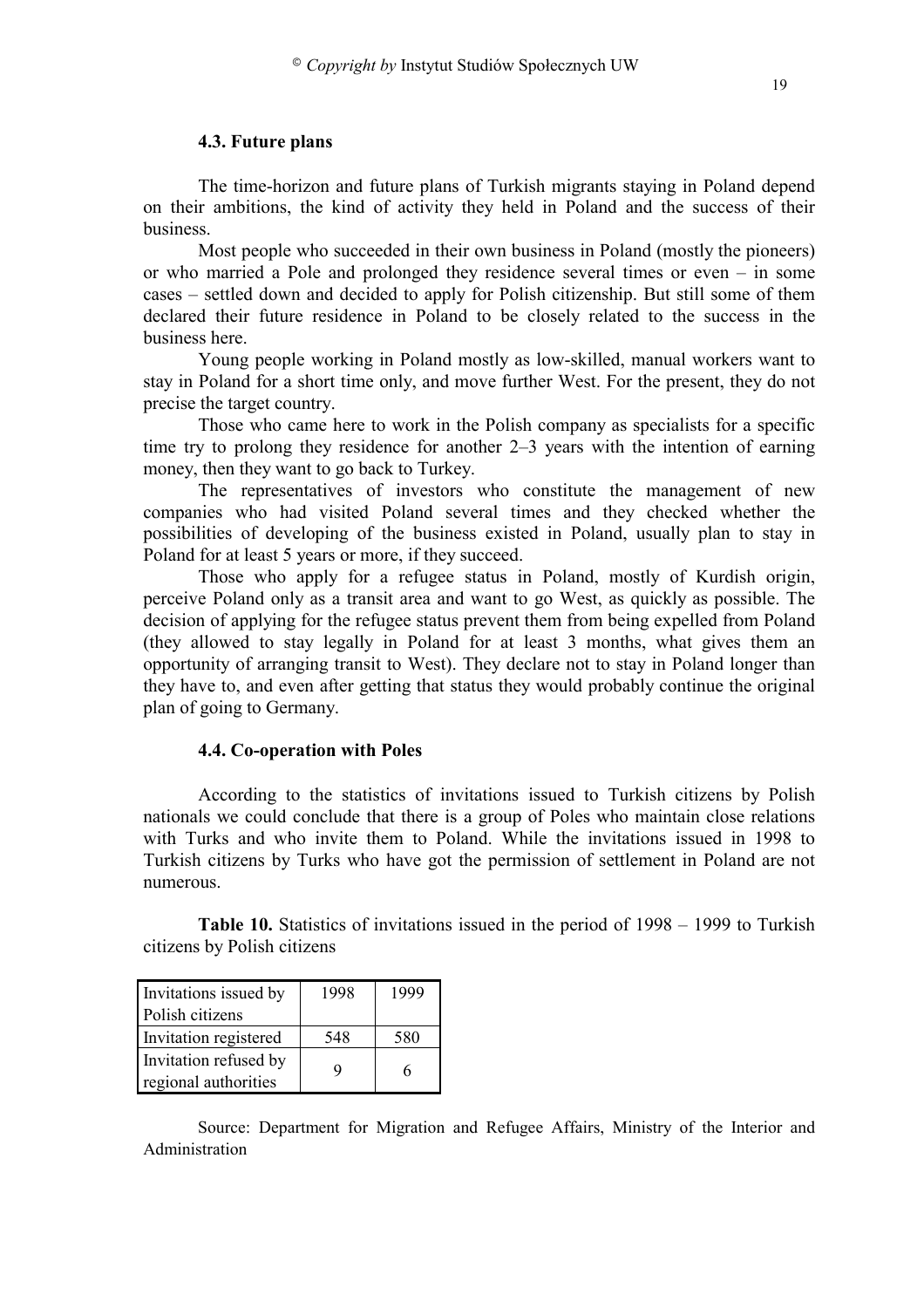### 4.3. Future plans

The time-horizon and future plans of Turkish migrants staying in Poland depend on their ambitions, the kind of activity they held in Poland and the success of their business.

Most people who succeeded in their own business in Poland (mostly the pioneers) or who married a Pole and prolonged they residence several times or even – in some cases – settled down and decided to apply for Polish citizenship. But still some of them declared their future residence in Poland to be closely related to the success in the business here.

Young people working in Poland mostly as low-skilled, manual workers want to stay in Poland for a short time only, and move further West. For the present, they do not precise the target country.

Those who came here to work in the Polish company as specialists for a specific time try to prolong they residence for another 2–3 years with the intention of earning money, then they want to go back to Turkey.

The representatives of investors who constitute the management of new companies who had visited Poland several times and they checked whether the possibilities of developing of the business existed in Poland, usually plan to stay in Poland for at least 5 years or more, if they succeed.

Those who apply for a refugee status in Poland, mostly of Kurdish origin, perceive Poland only as a transit area and want to go West, as quickly as possible. The decision of applying for the refugee status prevent them from being expelled from Poland (they allowed to stay legally in Poland for at least 3 months, what gives them an opportunity of arranging transit to West). They declare not to stay in Poland longer than they have to, and even after getting that status they would probably continue the original plan of going to Germany.

### 4.4. Co-operation with Poles

According to the statistics of invitations issued to Turkish citizens by Polish nationals we could conclude that there is a group of Poles who maintain close relations with Turks and who invite them to Poland. While the invitations issued in 1998 to Turkish citizens by Turks who have got the permission of settlement in Poland are not numerous.

**Table 10.** Statistics of invitations issued in the period of 1998 – 1999 to Turkish citizens by Polish citizens

| Invitations issued by Polish citizens | 1998 | 1999 |
|---|---|---|
| Invitation registered | 548 | 580 |
| Invitation refused by regional authorities | 9 | 6 |

Source: Department for Migration and Refugee Affairs, Ministry of the Interior and Administration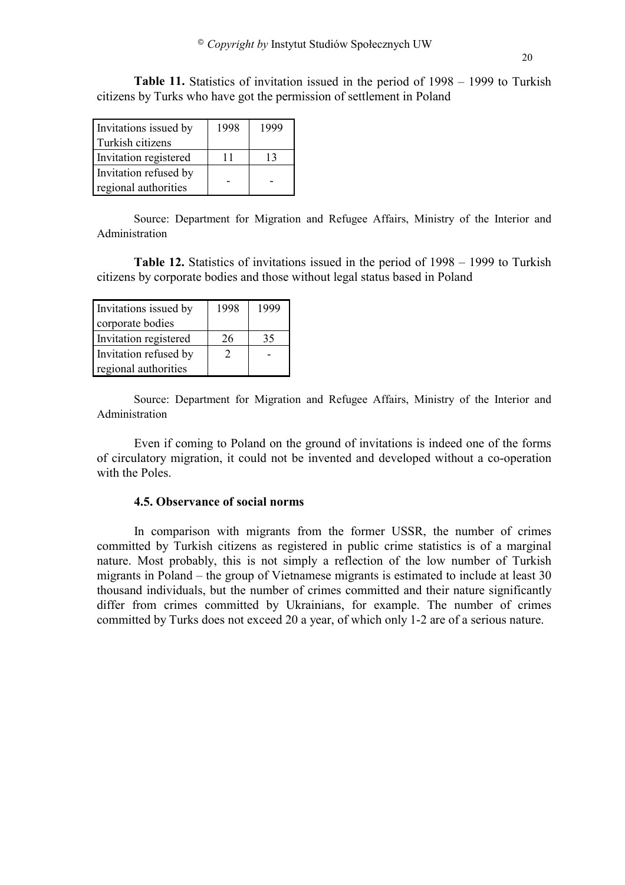**Table 11.** Statistics of invitation issued in the period of 1998 – 1999 to Turkish citizens by Turks who have got the permission of settlement in Poland

| Invitations issued by Turkish citizens | 1998 | 1999 |
|---|---|---|
| Invitation registered | 11 | 13 |
| Invitation refused by regional authorities | - | - |

Source: Department for Migration and Refugee Affairs, Ministry of the Interior and Administration

**Table 12.** Statistics of invitations issued in the period of 1998 – 1999 to Turkish citizens by corporate bodies and those without legal status based in Poland

| Invitations issued by corporate bodies | 1998 | 1999 |
|---|---|---|
| Invitation registered | 26 | 35 |
| Invitation refused by regional authorities | 2 | - |

Source: Department for Migration and Refugee Affairs, Ministry of the Interior and Administration

Even if coming to Poland on the ground of invitations is indeed one of the forms of circulatory migration, it could not be invented and developed without a co-operation with the Poles.

### 4.5. Observance of social norms

In comparison with migrants from the former USSR, the number of crimes committed by Turkish citizens as registered in public crime statistics is of a marginal nature. Most probably, this is not simply a reflection of the low number of Turkish migrants in Poland – the group of Vietnamese migrants is estimated to include at least 30 thousand individuals, but the number of crimes committed and their nature significantly differ from crimes committed by Ukrainians, for example. The number of crimes committed by Turks does not exceed 20 a year, of which only 1-2 are of a serious nature.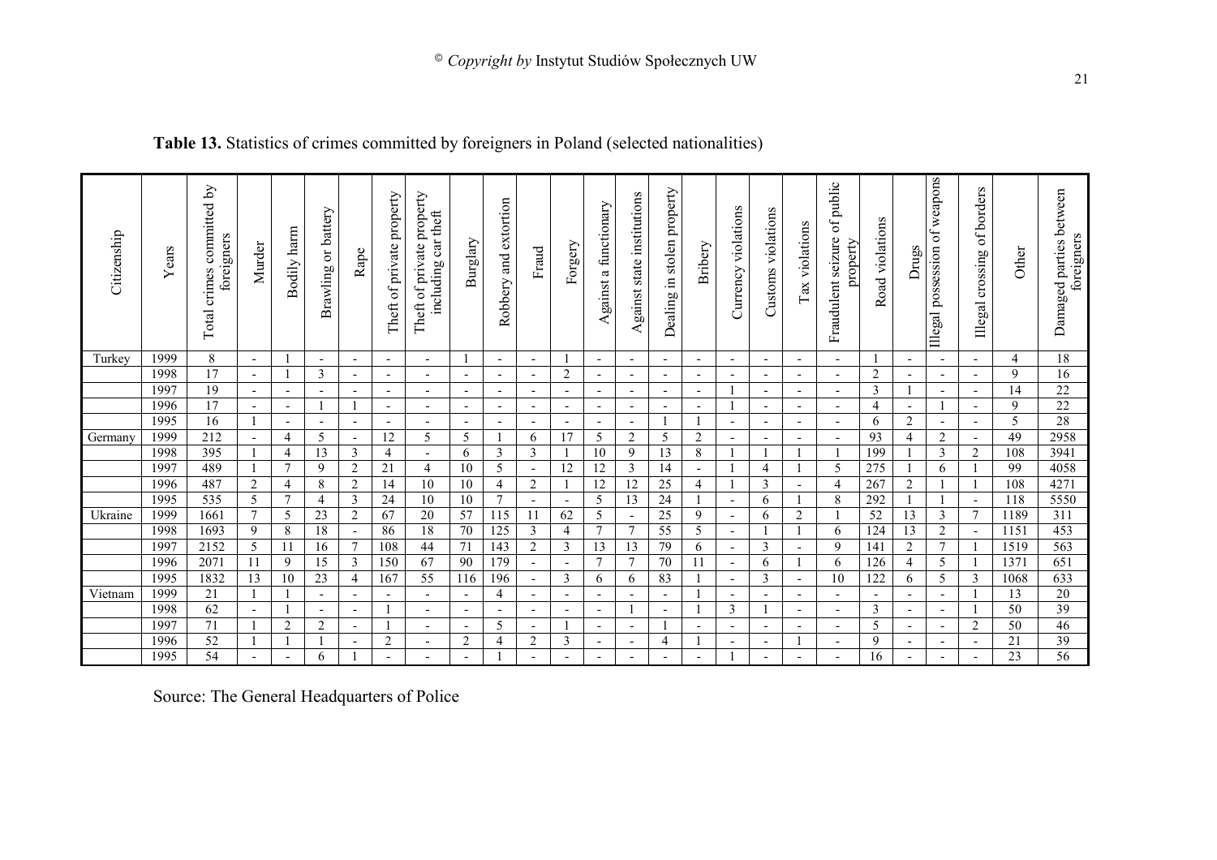**Table 13.** Statistics of crimes committed by foreigners in Poland (selected nationalities)

| Citizenship | Years | Total crimes committed by foreigners | Murder | Bodily harm | Brawling or battery | Rape | Theft of private property | Theft of private property including car theft | Burglary | Robbery and extortion | Fraud | Forgery | Against a functionary | Against state institutions | Dealing in stolen property | Bribery | Currency violations | Customs violations | Tax violations | Fraudulent seizure of public property | Road violations | Drugs | Illegal possession of weapons | Illegal crossing of borders | Other | Damaged parties between foreigners |
|---|---|---|---|---|---|---|---|---|---|---|---|---|---|---|---|---|---|---|---|---|---|---|---|---|---|---|
| Turkey | 1999 | 8 | - | 1 | - | - | - | - | 1 | - | - | 1 | - | - | - | - | - | - | - | - | 1 | - | - | - | 4 | 18 |
| | 1998 | 17 | - | 1 | 3 | - | - | - | - | - | - | 2 | - | - | - | - | - | - | - | - | 2 | - | - | - | 9 | 16 |
| | 1997 | 19 | - | - | - | - | - | - | - | - | - | - | - | - | - | - | 1 | - | - | - | 3 | 1 | - | - | 14 | 22 |
| | 1996 | 17 | - | - | 1 | 1 | - | - | - | - | - | - | - | - | - | - | 1 | - | - | - | 4 | - | 1 | - | 9 | 22 |
| | 1995 | 16 | 1 | - | - | - | - | - | - | - | - | - | - | - | 1 | 1 | - | - | - | - | 6 | 2 | - | - | 5 | 28 |
| Germany | 1999 | 212 | - | 4 | 5 | - | 12 | 5 | 5 | 1 | 6 | 17 | 5 | 2 | 5 | 2 | - | - | - | - | 93 | 4 | 2 | - | 49 | 2958 |
| | 1998 | 395 | 1 | 4 | 13 | 3 | 4 | - | 6 | 3 | 3 | 1 | 10 | 9 | 13 | 8 | 1 | 1 | 1 | 1 | 199 | 1 | 3 | 2 | 108 | 3941 |
| | 1997 | 489 | 1 | 7 | 9 | 2 | 21 | 4 | 10 | 5 | - | 12 | 12 | 3 | 14 | - | 1 | 4 | 1 | 5 | 275 | 1 | 6 | 1 | 99 | 4058 |
| | 1996 | 487 | 2 | 4 | 8 | 2 | 14 | 10 | 10 | 4 | 2 | 1 | 12 | 12 | 25 | 4 | 1 | 3 | - | 4 | 267 | 2 | 1 | 1 | 108 | 4271 |
| | 1995 | 535 | 5 | 7 | 4 | 3 | 24 | 10 | 10 | 7 | - | - | 5 | 13 | 24 | 1 | - | 6 | 1 | 8 | 292 | 1 | 1 | - | 118 | 5550 |
| Ukraine | 1999 | 1661 | 7 | 5 | 23 | 2 | 67 | 20 | 57 | 115 | 11 | 62 | 5 | - | 25 | 9 | - | 6 | 2 | 1 | 52 | 13 | 3 | 7 | 1189 | 311 |
| | 1998 | 1693 | 9 | 8 | 18 | - | 86 | 18 | 70 | 125 | 3 | 4 | 7 | 7 | 55 | 5 | - | 1 | 1 | 6 | 124 | 13 | 2 | - | 1151 | 453 |
| | 1997 | 2152 | 5 | 11 | 16 | 7 | 108 | 44 | 71 | 143 | 2 | 3 | 13 | 13 | 79 | 6 | - | 3 | - | 9 | 141 | 2 | 7 | 1 | 1519 | 563 |
| | 1996 | 2071 | 11 | 9 | 15 | 3 | 150 | 67 | 90 | 179 | - | - | 7 | 7 | 70 | 11 | - | 6 | 1 | 6 | 126 | 4 | 5 | 1 | 1371 | 651 |
| | 1995 | 1832 | 13 | 10 | 23 | 4 | 167 | 55 | 116 | 196 | - | 3 | 6 | 6 | 83 | 1 | - | 3 | - | 10 | 122 | 6 | 5 | 3 | 1068 | 633 |
| Vietnam | 1999 | 21 | 1 | 1 | - | - | - | - | - | 4 | - | - | - | - | - | 1 | - | - | - | - | - | - | - | 1 | 13 | 20 |
| | 1998 | 62 | - | 1 | - | - | 1 | - | - | - | - | - | - | 1 | - | 1 | 3 | 1 | - | - | 3 | - | - | 1 | 50 | 39 |
| | 1997 | 71 | 1 | 2 | 2 | - | 1 | - | - | 5 | - | 1 | - | - | 1 | - | - | - | - | - | 5 | - | - | 2 | 50 | 46 |
| | 1996 | 52 | 1 | 1 | 1 | - | 2 | - | 2 | 4 | 2 | 3 | - | - | 4 | 1 | - | - | 1 | - | 9 | - | - | - | 21 | 39 |
| | 1995 | 54 | - | - | 6 | 1 | - | - | - | 1 | - | - | - | - | - | - | 1 | - | - | - | 16 | - | - | - | 23 | 56 |

Source: The General Headquarters of Police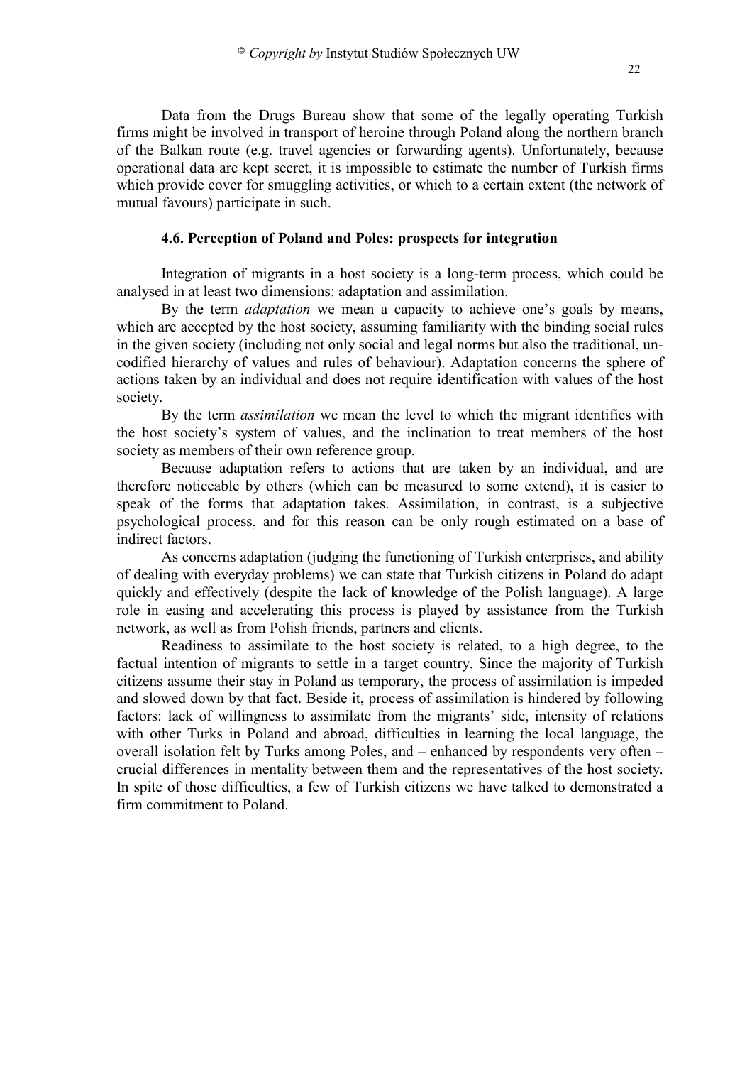Data from the Drugs Bureau show that some of the legally operating Turkish firms might be involved in transport of heroine through Poland along the northern branch of the Balkan route (e.g. travel agencies or forwarding agents). Unfortunately, because operational data are kept secret, it is impossible to estimate the number of Turkish firms which provide cover for smuggling activities, or which to a certain extent (the network of mutual favours) participate in such.

### 4.6. Perception of Poland and Poles: prospects for integration

Integration of migrants in a host society is a long-term process, which could be analysed in at least two dimensions: adaptation and assimilation.

By the term *adaptation* we mean a capacity to achieve one's goals by means, which are accepted by the host society, assuming familiarity with the binding social rules in the given society (including not only social and legal norms but also the traditional, un-codified hierarchy of values and rules of behaviour). Adaptation concerns the sphere of actions taken by an individual and does not require identification with values of the host society.

By the term *assimilation* we mean the level to which the migrant identifies with the host society's system of values, and the inclination to treat members of the host society as members of their own reference group.

Because adaptation refers to actions that are taken by an individual, and are therefore noticeable by others (which can be measured to some extend), it is easier to speak of the forms that adaptation takes. Assimilation, in contrast, is a subjective psychological process, and for this reason can be only rough estimated on a base of indirect factors.

As concerns adaptation (judging the functioning of Turkish enterprises, and ability of dealing with everyday problems) we can state that Turkish citizens in Poland do adapt quickly and effectively (despite the lack of knowledge of the Polish language). A large role in easing and accelerating this process is played by assistance from the Turkish network, as well as from Polish friends, partners and clients.

Readiness to assimilate to the host society is related, to a high degree, to the factual intention of migrants to settle in a target country. Since the majority of Turkish citizens assume their stay in Poland as temporary, the process of assimilation is impeded and slowed down by that fact. Beside it, process of assimilation is hindered by following factors: lack of willingness to assimilate from the migrants' side, intensity of relations with other Turks in Poland and abroad, difficulties in learning the local language, the overall isolation felt by Turks among Poles, and – enhanced by respondents very often – crucial differences in mentality between them and the representatives of the host society. In spite of those difficulties, a few of Turkish citizens we have talked to demonstrated a firm commitment to Poland.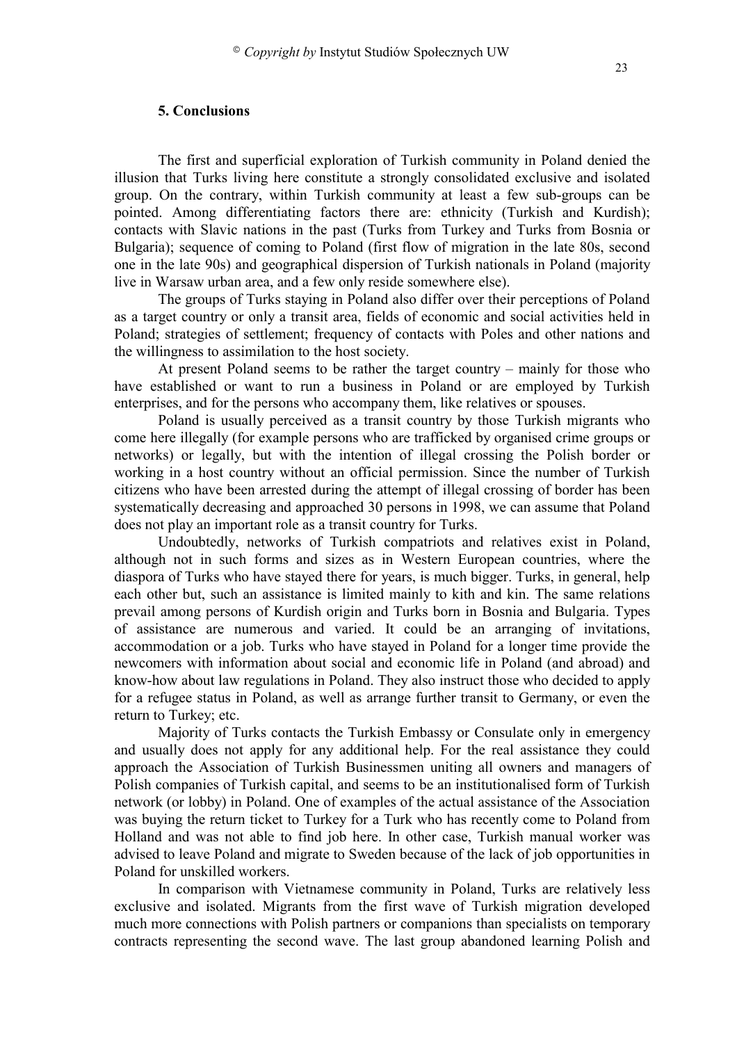## 5. Conclusions

The first and superficial exploration of Turkish community in Poland denied the illusion that Turks living here constitute a strongly consolidated exclusive and isolated group. On the contrary, within Turkish community at least a few sub-groups can be pointed. Among differentiating factors there are: ethnicity (Turkish and Kurdish); contacts with Slavic nations in the past (Turks from Turkey and Turks from Bosnia or Bulgaria); sequence of coming to Poland (first flow of migration in the late 80s, second one in the late 90s) and geographical dispersion of Turkish nationals in Poland (majority live in Warsaw urban area, and a few only reside somewhere else).

The groups of Turks staying in Poland also differ over their perceptions of Poland as a target country or only a transit area, fields of economic and social activities held in Poland; strategies of settlement; frequency of contacts with Poles and other nations and the willingness to assimilation to the host society.

At present Poland seems to be rather the target country – mainly for those who have established or want to run a business in Poland or are employed by Turkish enterprises, and for the persons who accompany them, like relatives or spouses.

Poland is usually perceived as a transit country by those Turkish migrants who come here illegally (for example persons who are trafficked by organised crime groups or networks) or legally, but with the intention of illegal crossing the Polish border or working in a host country without an official permission. Since the number of Turkish citizens who have been arrested during the attempt of illegal crossing of border has been systematically decreasing and approached 30 persons in 1998, we can assume that Poland does not play an important role as a transit country for Turks.

Undoubtedly, networks of Turkish compatriots and relatives exist in Poland, although not in such forms and sizes as in Western European countries, where the diaspora of Turks who have stayed there for years, is much bigger. Turks, in general, help each other but, such an assistance is limited mainly to kith and kin. The same relations prevail among persons of Kurdish origin and Turks born in Bosnia and Bulgaria. Types of assistance are numerous and varied. It could be an arranging of invitations, accommodation or a job. Turks who have stayed in Poland for a longer time provide the newcomers with information about social and economic life in Poland (and abroad) and know-how about law regulations in Poland. They also instruct those who decided to apply for a refugee status in Poland, as well as arrange further transit to Germany, or even the return to Turkey; etc.

Majority of Turks contacts the Turkish Embassy or Consulate only in emergency and usually does not apply for any additional help. For the real assistance they could approach the Association of Turkish Businessmen uniting all owners and managers of Polish companies of Turkish capital, and seems to be an institutionalised form of Turkish network (or lobby) in Poland. One of examples of the actual assistance of the Association was buying the return ticket to Turkey for a Turk who has recently come to Poland from Holland and was not able to find job here. In other case, Turkish manual worker was advised to leave Poland and migrate to Sweden because of the lack of job opportunities in Poland for unskilled workers.

In comparison with Vietnamese community in Poland, Turks are relatively less exclusive and isolated. Migrants from the first wave of Turkish migration developed much more connections with Polish partners or companions than specialists on temporary contracts representing the second wave. The last group abandoned learning Polish and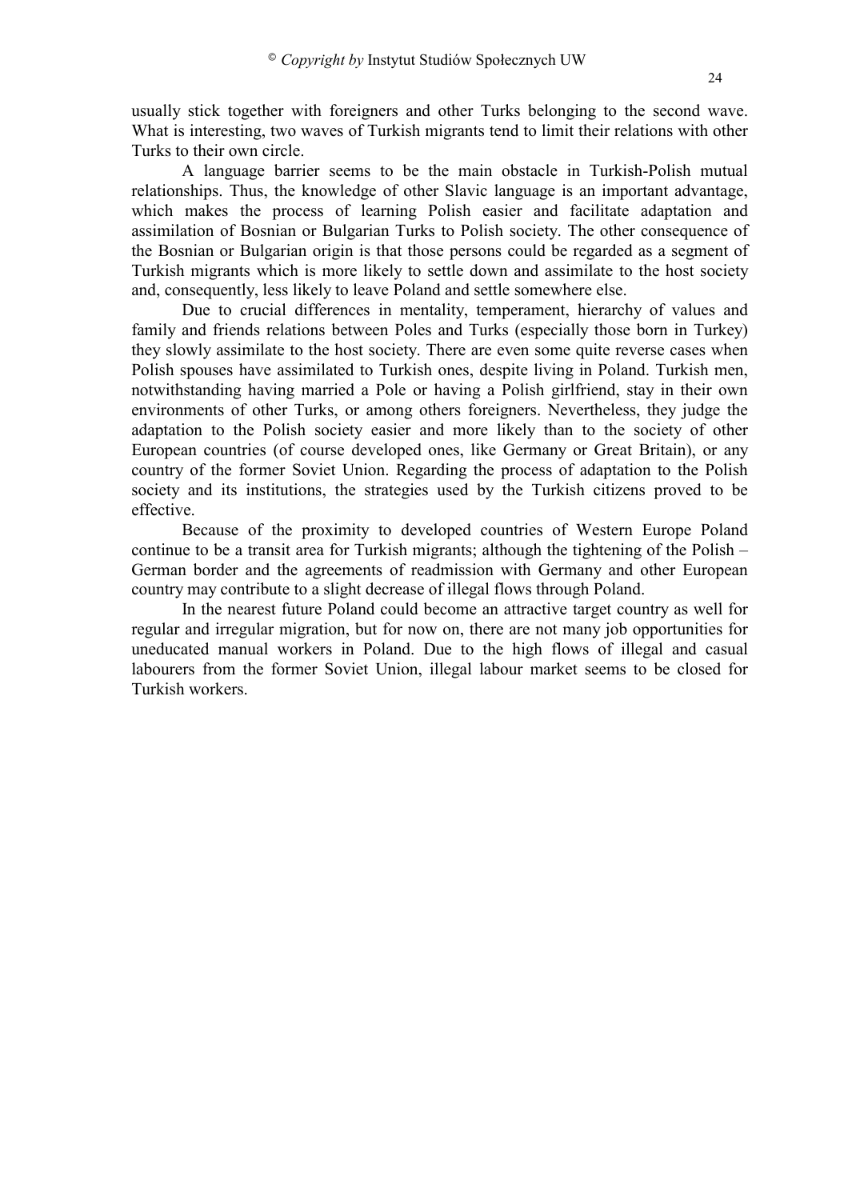usually stick together with foreigners and other Turks belonging to the second wave. What is interesting, two waves of Turkish migrants tend to limit their relations with other Turks to their own circle.

A language barrier seems to be the main obstacle in Turkish-Polish mutual relationships. Thus, the knowledge of other Slavic language is an important advantage, which makes the process of learning Polish easier and facilitate adaptation and assimilation of Bosnian or Bulgarian Turks to Polish society. The other consequence of the Bosnian or Bulgarian origin is that those persons could be regarded as a segment of Turkish migrants which is more likely to settle down and assimilate to the host society and, consequently, less likely to leave Poland and settle somewhere else.

Due to crucial differences in mentality, temperament, hierarchy of values and family and friends relations between Poles and Turks (especially those born in Turkey) they slowly assimilate to the host society. There are even some quite reverse cases when Polish spouses have assimilated to Turkish ones, despite living in Poland. Turkish men, notwithstanding having married a Pole or having a Polish girlfriend, stay in their own environments of other Turks, or among others foreigners. Nevertheless, they judge the adaptation to the Polish society easier and more likely than to the society of other European countries (of course developed ones, like Germany or Great Britain), or any country of the former Soviet Union. Regarding the process of adaptation to the Polish society and its institutions, the strategies used by the Turkish citizens proved to be effective.

Because of the proximity to developed countries of Western Europe Poland continue to be a transit area for Turkish migrants; although the tightening of the Polish – German border and the agreements of readmission with Germany and other European country may contribute to a slight decrease of illegal flows through Poland.

In the nearest future Poland could become an attractive target country as well for regular and irregular migration, but for now on, there are not many job opportunities for uneducated manual workers in Poland. Due to the high flows of illegal and casual labourers from the former Soviet Union, illegal labour market seems to be closed for Turkish workers.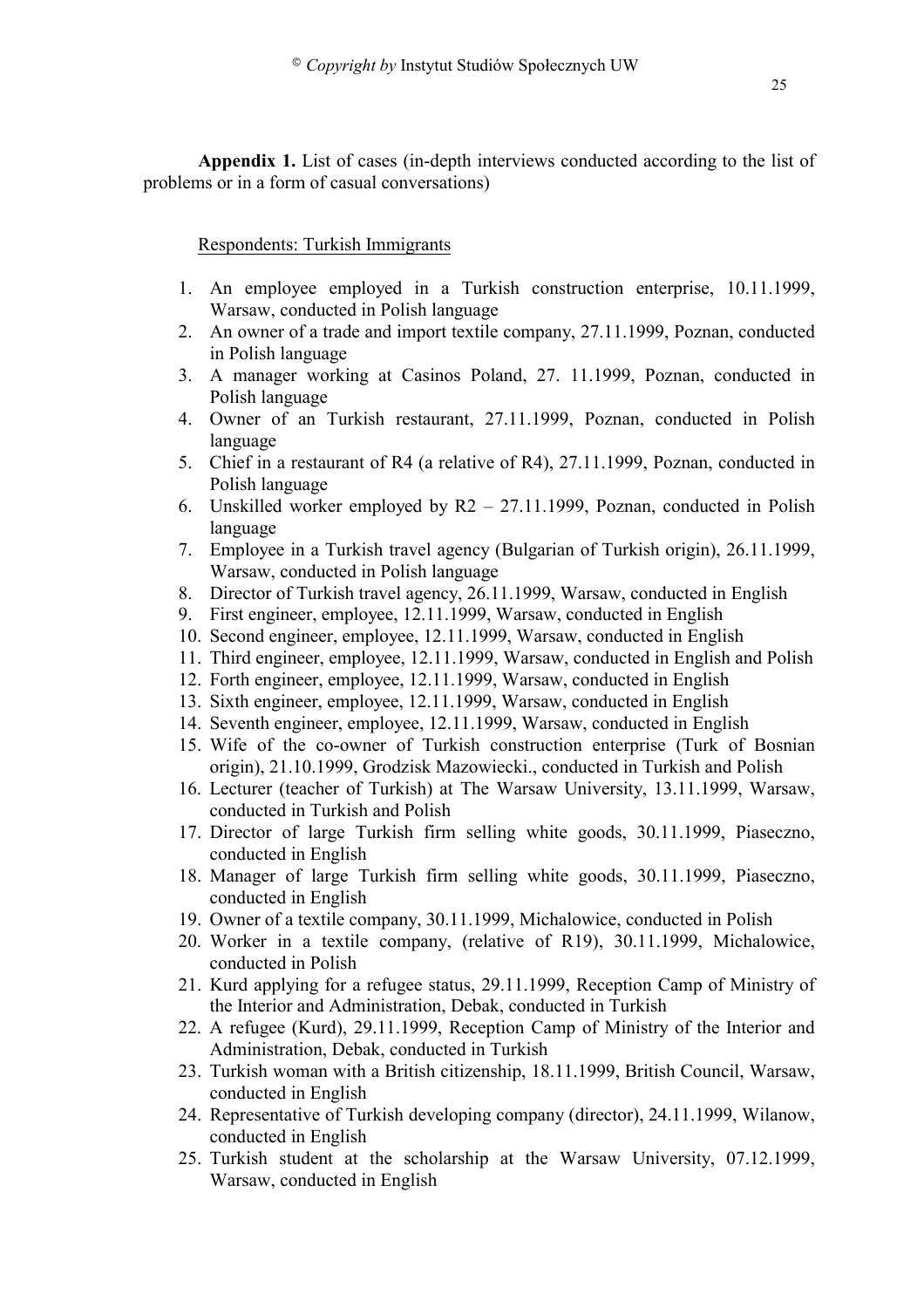**Appendix 1.** List of cases (in-depth interviews conducted according to the list of problems or in a form of casual conversations)

Respondents: Turkish Immigrants

1. An employee employed in a Turkish construction enterprise, 10.11.1999, Warsaw, conducted in Polish language
2. An owner of a trade and import textile company, 27.11.1999, Poznan, conducted in Polish language
3. A manager working at Casinos Poland, 27. 11.1999, Poznan, conducted in Polish language
4. Owner of an Turkish restaurant, 27.11.1999, Poznan, conducted in Polish language
5. Chief in a restaurant of R4 (a relative of R4), 27.11.1999, Poznan, conducted in Polish language
6. Unskilled worker employed by R2 – 27.11.1999, Poznan, conducted in Polish language
7. Employee in a Turkish travel agency (Bulgarian of Turkish origin), 26.11.1999, Warsaw, conducted in Polish language
8. Director of Turkish travel agency, 26.11.1999, Warsaw, conducted in English
9. First engineer, employee, 12.11.1999, Warsaw, conducted in English
10. Second engineer, employee, 12.11.1999, Warsaw, conducted in English
11. Third engineer, employee, 12.11.1999, Warsaw, conducted in English and Polish
12. Forth engineer, employee, 12.11.1999, Warsaw, conducted in English
13. Sixth engineer, employee, 12.11.1999, Warsaw, conducted in English
14. Seventh engineer, employee, 12.11.1999, Warsaw, conducted in English
15. Wife of the co-owner of Turkish construction enterprise (Turk of Bosnian origin), 21.10.1999, Grodzisk Mazowiecki., conducted in Turkish and Polish
16. Lecturer (teacher of Turkish) at The Warsaw University, 13.11.1999, Warsaw, conducted in Turkish and Polish
17. Director of large Turkish firm selling white goods, 30.11.1999, Piaseczno, conducted in English
18. Manager of large Turkish firm selling white goods, 30.11.1999, Piaseczno, conducted in English
19. Owner of a textile company, 30.11.1999, Michalowice, conducted in Polish
20. Worker in a textile company, (relative of R19), 30.11.1999, Michalowice, conducted in Polish
21. Kurd applying for a refugee status, 29.11.1999, Reception Camp of Ministry of the Interior and Administration, Debak, conducted in Turkish
22. A refugee (Kurd), 29.11.1999, Reception Camp of Ministry of the Interior and Administration, Debak, conducted in Turkish
23. Turkish woman with a British citizenship, 18.11.1999, British Council, Warsaw, conducted in English
24. Representative of Turkish developing company (director), 24.11.1999, Wilanow, conducted in English
25. Turkish student at the scholarship at the Warsaw University, 07.12.1999, Warsaw, conducted in English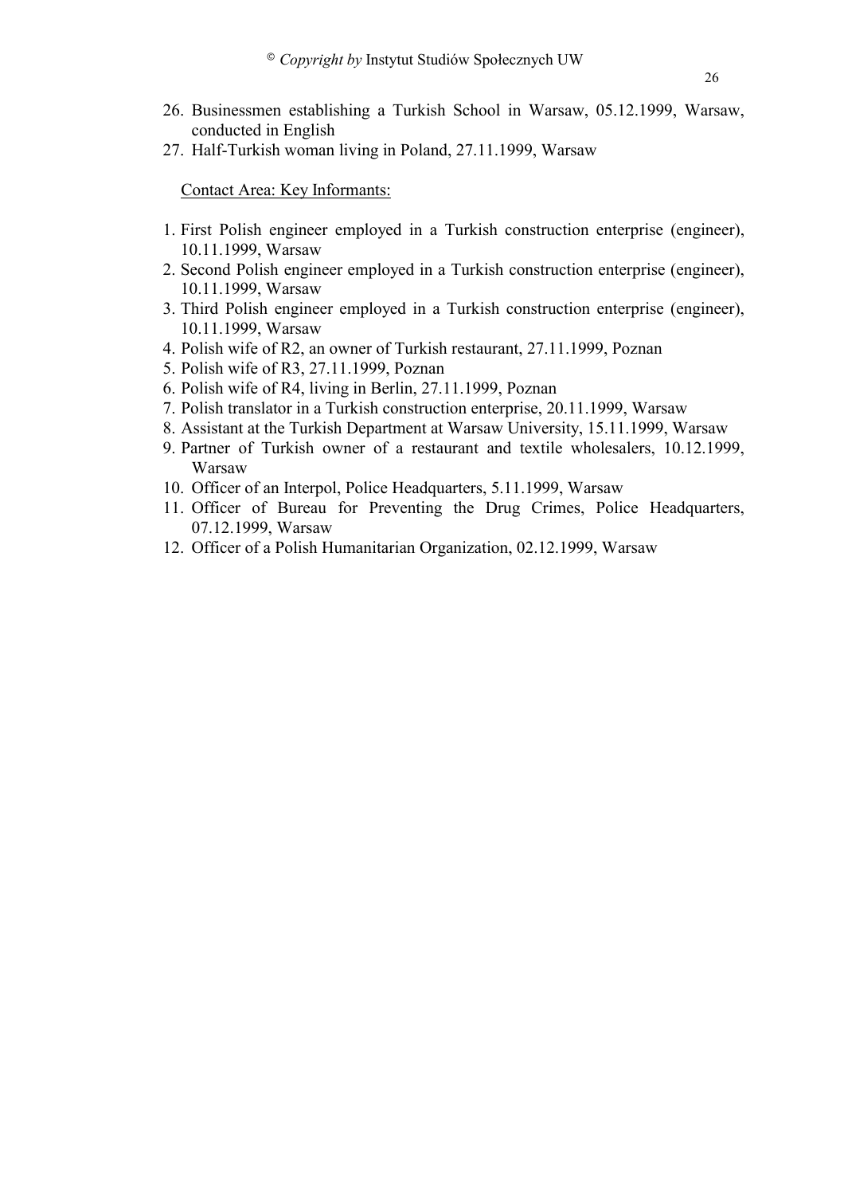26. Businessmen establishing a Turkish School in Warsaw, 05.12.1999, Warsaw, conducted in English
27. Half-Turkish woman living in Poland, 27.11.1999, Warsaw

Contact Area: Key Informants:

1. First Polish engineer employed in a Turkish construction enterprise (engineer), 10.11.1999, Warsaw
2. Second Polish engineer employed in a Turkish construction enterprise (engineer), 10.11.1999, Warsaw
3. Third Polish engineer employed in a Turkish construction enterprise (engineer), 10.11.1999, Warsaw
4. Polish wife of R2, an owner of Turkish restaurant, 27.11.1999, Poznan
5. Polish wife of R3, 27.11.1999, Poznan
6. Polish wife of R4, living in Berlin, 27.11.1999, Poznan
7. Polish translator in a Turkish construction enterprise, 20.11.1999, Warsaw
8. Assistant at the Turkish Department at Warsaw University, 15.11.1999, Warsaw
9. Partner of Turkish owner of a restaurant and textile wholesalers, 10.12.1999, Warsaw
10. Officer of an Interpol, Police Headquarters, 5.11.1999, Warsaw
11. Officer of Bureau for Preventing the Drug Crimes, Police Headquarters, 07.12.1999, Warsaw
12. Officer of a Polish Humanitarian Organization, 02.12.1999, Warsaw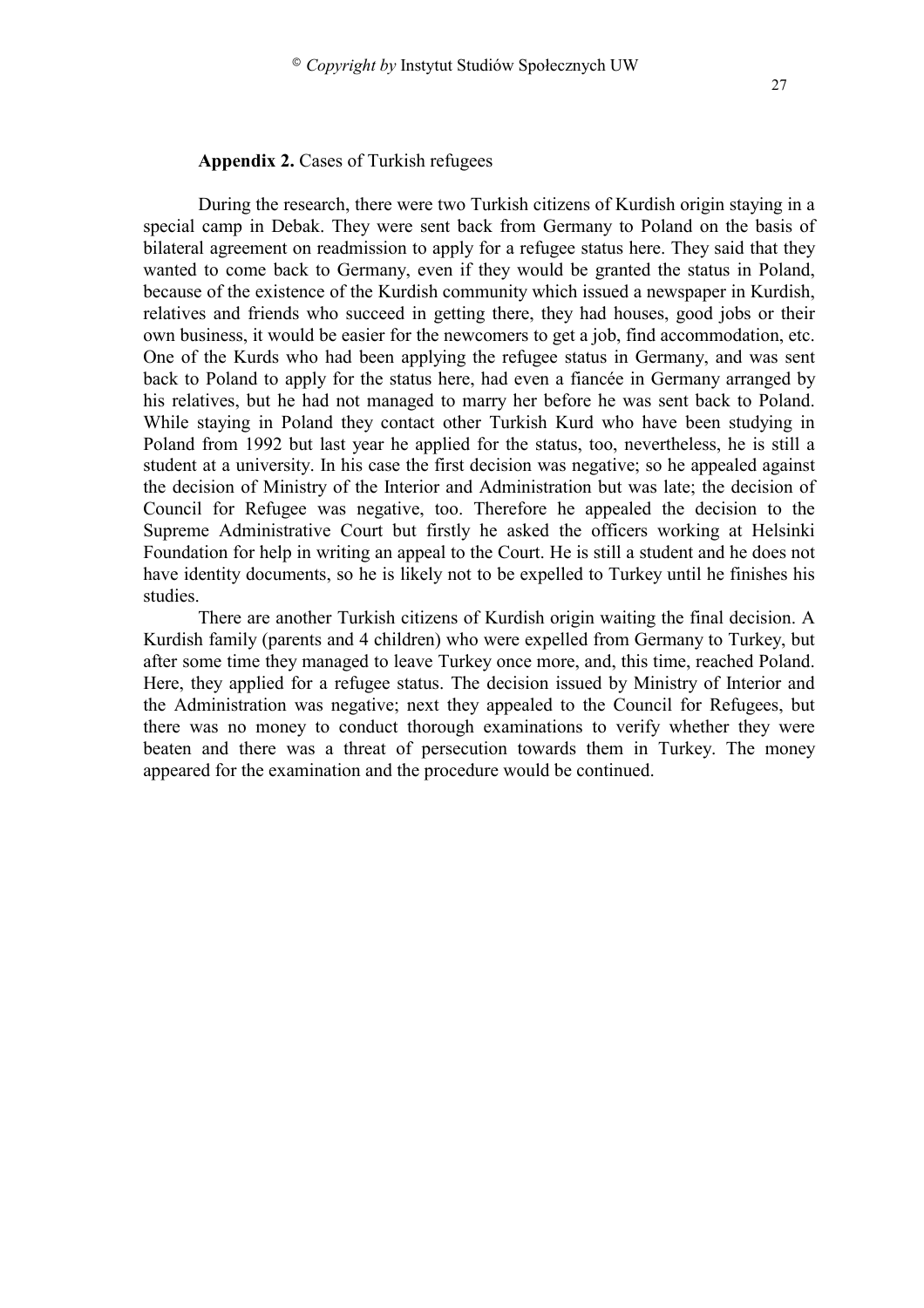**Appendix 2.** Cases of Turkish refugees

During the research, there were two Turkish citizens of Kurdish origin staying in a special camp in Debak. They were sent back from Germany to Poland on the basis of bilateral agreement on readmission to apply for a refugee status here. They said that they wanted to come back to Germany, even if they would be granted the status in Poland, because of the existence of the Kurdish community which issued a newspaper in Kurdish, relatives and friends who succeed in getting there, they had houses, good jobs or their own business, it would be easier for the newcomers to get a job, find accommodation, etc. One of the Kurds who had been applying the refugee status in Germany, and was sent back to Poland to apply for the status here, had even a fiancée in Germany arranged by his relatives, but he had not managed to marry her before he was sent back to Poland. While staying in Poland they contact other Turkish Kurd who have been studying in Poland from 1992 but last year he applied for the status, too, nevertheless, he is still a student at a university. In his case the first decision was negative; so he appealed against the decision of Ministry of the Interior and Administration but was late; the decision of Council for Refugee was negative, too. Therefore he appealed the decision to the Supreme Administrative Court but firstly he asked the officers working at Helsinki Foundation for help in writing an appeal to the Court. He is still a student and he does not have identity documents, so he is likely not to be expelled to Turkey until he finishes his studies.

There are another Turkish citizens of Kurdish origin waiting the final decision. A Kurdish family (parents and 4 children) who were expelled from Germany to Turkey, but after some time they managed to leave Turkey once more, and, this time, reached Poland. Here, they applied for a refugee status. The decision issued by Ministry of Interior and the Administration was negative; next they appealed to the Council for Refugees, but there was no money to conduct thorough examinations to verify whether they were beaten and there was a threat of persecution towards them in Turkey. The money appeared for the examination and the procedure would be continued.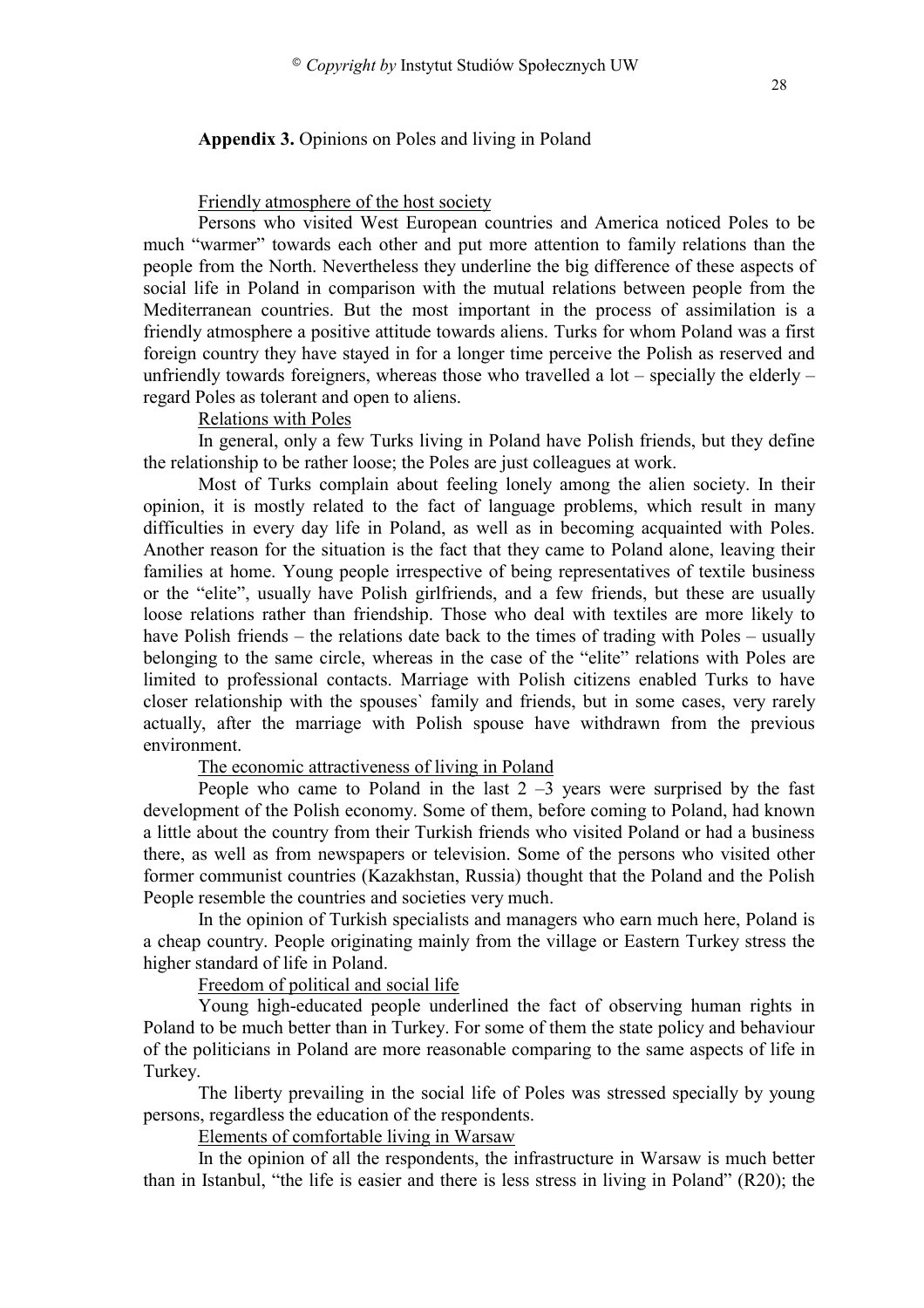**Appendix 3.** Opinions on Poles and living in Poland

<u>Friendly atmosphere of the host society</u>

Persons who visited West European countries and America noticed Poles to be much "warmer" towards each other and put more attention to family relations than the people from the North. Nevertheless they underline the big difference of these aspects of social life in Poland in comparison with the mutual relations between people from the Mediterranean countries. But the most important in the process of assimilation is a friendly atmosphere a positive attitude towards aliens. Turks for whom Poland was a first foreign country they have stayed in for a longer time perceive the Polish as reserved and unfriendly towards foreigners, whereas those who travelled a lot – specially the elderly – regard Poles as tolerant and open to aliens.

<u>Relations with Poles</u>

In general, only a few Turks living in Poland have Polish friends, but they define the relationship to be rather loose; the Poles are just colleagues at work.

Most of Turks complain about feeling lonely among the alien society. In their opinion, it is mostly related to the fact of language problems, which result in many difficulties in every day life in Poland, as well as in becoming acquainted with Poles. Another reason for the situation is the fact that they came to Poland alone, leaving their families at home. Young people irrespective of being representatives of textile business or the "elite", usually have Polish girlfriends, and a few friends, but these are usually loose relations rather than friendship. Those who deal with textiles are more likely to have Polish friends – the relations date back to the times of trading with Poles – usually belonging to the same circle, whereas in the case of the "elite" relations with Poles are limited to professional contacts. Marriage with Polish citizens enabled Turks to have closer relationship with the spouses` family and friends, but in some cases, very rarely actually, after the marriage with Polish spouse have withdrawn from the previous environment.

<u>The economic attractiveness of living in Poland</u>

People who came to Poland in the last 2 –3 years were surprised by the fast development of the Polish economy. Some of them, before coming to Poland, had known a little about the country from their Turkish friends who visited Poland or had a business there, as well as from newspapers or television. Some of the persons who visited other former communist countries (Kazakhstan, Russia) thought that the Poland and the Polish People resemble the countries and societies very much.

In the opinion of Turkish specialists and managers who earn much here, Poland is a cheap country. People originating mainly from the village or Eastern Turkey stress the higher standard of life in Poland.

<u>Freedom of political and social life</u>

Young high-educated people underlined the fact of observing human rights in Poland to be much better than in Turkey. For some of them the state policy and behaviour of the politicians in Poland are more reasonable comparing to the same aspects of life in Turkey.

The liberty prevailing in the social life of Poles was stressed specially by young persons, regardless the education of the respondents.

<u>Elements of comfortable living in Warsaw</u>

In the opinion of all the respondents, the infrastructure in Warsaw is much better than in Istanbul, "the life is easier and there is less stress in living in Poland" (R20); the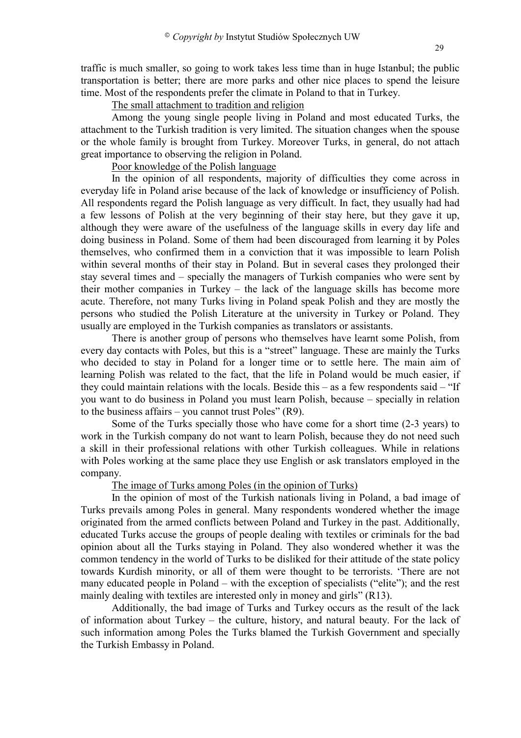traffic is much smaller, so going to work takes less time than in huge Istanbul; the public transportation is better; there are more parks and other nice places to spend the leisure time. Most of the respondents prefer the climate in Poland to that in Turkey.

The small attachment to tradition and religion

Among the young single people living in Poland and most educated Turks, the attachment to the Turkish tradition is very limited. The situation changes when the spouse or the whole family is brought from Turkey. Moreover Turks, in general, do not attach great importance to observing the religion in Poland.

Poor knowledge of the Polish language

In the opinion of all respondents, majority of difficulties they come across in everyday life in Poland arise because of the lack of knowledge or insufficiency of Polish. All respondents regard the Polish language as very difficult. In fact, they usually had had a few lessons of Polish at the very beginning of their stay here, but they gave it up, although they were aware of the usefulness of the language skills in every day life and doing business in Poland. Some of them had been discouraged from learning it by Poles themselves, who confirmed them in a conviction that it was impossible to learn Polish within several months of their stay in Poland. But in several cases they prolonged their stay several times and – specially the managers of Turkish companies who were sent by their mother companies in Turkey – the lack of the language skills has become more acute. Therefore, not many Turks living in Poland speak Polish and they are mostly the persons who studied the Polish Literature at the university in Turkey or Poland. They usually are employed in the Turkish companies as translators or assistants.

There is another group of persons who themselves have learnt some Polish, from every day contacts with Poles, but this is a "street" language. These are mainly the Turks who decided to stay in Poland for a longer time or to settle here. The main aim of learning Polish was related to the fact, that the life in Poland would be much easier, if they could maintain relations with the locals. Beside this – as a few respondents said – "If you want to do business in Poland you must learn Polish, because – specially in relation to the business affairs – you cannot trust Poles" (R9).

Some of the Turks specially those who have come for a short time (2-3 years) to work in the Turkish company do not want to learn Polish, because they do not need such a skill in their professional relations with other Turkish colleagues. While in relations with Poles working at the same place they use English or ask translators employed in the company.

The image of Turks among Poles (in the opinion of Turks)

In the opinion of most of the Turkish nationals living in Poland, a bad image of Turks prevails among Poles in general. Many respondents wondered whether the image originated from the armed conflicts between Poland and Turkey in the past. Additionally, educated Turks accuse the groups of people dealing with textiles or criminals for the bad opinion about all the Turks staying in Poland. They also wondered whether it was the common tendency in the world of Turks to be disliked for their attitude of the state policy towards Kurdish minority, or all of them were thought to be terrorists. 'There are not many educated people in Poland – with the exception of specialists ("elite"); and the rest mainly dealing with textiles are interested only in money and girls" (R13).

Additionally, the bad image of Turks and Turkey occurs as the result of the lack of information about Turkey – the culture, history, and natural beauty. For the lack of such information among Poles the Turks blamed the Turkish Government and specially the Turkish Embassy in Poland.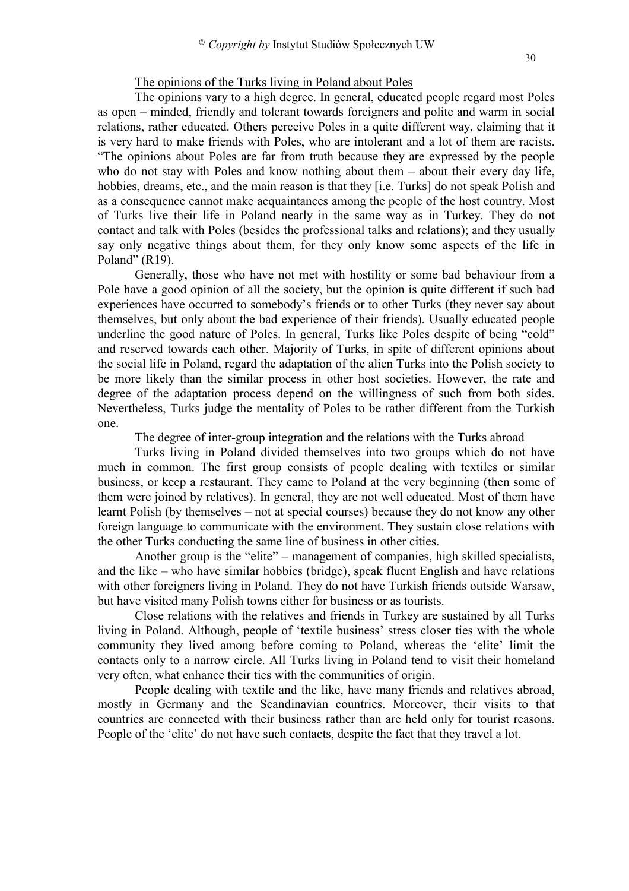The opinions of the Turks living in Poland about Poles

The opinions vary to a high degree. In general, educated people regard most Poles as open – minded, friendly and tolerant towards foreigners and polite and warm in social relations, rather educated. Others perceive Poles in a quite different way, claiming that it is very hard to make friends with Poles, who are intolerant and a lot of them are racists. "The opinions about Poles are far from truth because they are expressed by the people who do not stay with Poles and know nothing about them – about their every day life, hobbies, dreams, etc., and the main reason is that they [i.e. Turks] do not speak Polish and as a consequence cannot make acquaintances among the people of the host country. Most of Turks live their life in Poland nearly in the same way as in Turkey. They do not contact and talk with Poles (besides the professional talks and relations); and they usually say only negative things about them, for they only know some aspects of the life in Poland" (R19).

Generally, those who have not met with hostility or some bad behaviour from a Pole have a good opinion of all the society, but the opinion is quite different if such bad experiences have occurred to somebody's friends or to other Turks (they never say about themselves, but only about the bad experience of their friends). Usually educated people underline the good nature of Poles. In general, Turks like Poles despite of being "cold" and reserved towards each other. Majority of Turks, in spite of different opinions about the social life in Poland, regard the adaptation of the alien Turks into the Polish society to be more likely than the similar process in other host societies. However, the rate and degree of the adaptation process depend on the willingness of such from both sides. Nevertheless, Turks judge the mentality of Poles to be rather different from the Turkish one.

The degree of inter-group integration and the relations with the Turks abroad

Turks living in Poland divided themselves into two groups which do not have much in common. The first group consists of people dealing with textiles or similar business, or keep a restaurant. They came to Poland at the very beginning (then some of them were joined by relatives). In general, they are not well educated. Most of them have learnt Polish (by themselves – not at special courses) because they do not know any other foreign language to communicate with the environment. They sustain close relations with the other Turks conducting the same line of business in other cities.

Another group is the "elite" – management of companies, high skilled specialists, and the like – who have similar hobbies (bridge), speak fluent English and have relations with other foreigners living in Poland. They do not have Turkish friends outside Warsaw, but have visited many Polish towns either for business or as tourists.

Close relations with the relatives and friends in Turkey are sustained by all Turks living in Poland. Although, people of 'textile business' stress closer ties with the whole community they lived among before coming to Poland, whereas the 'elite' limit the contacts only to a narrow circle. All Turks living in Poland tend to visit their homeland very often, what enhance their ties with the communities of origin.

People dealing with textile and the like, have many friends and relatives abroad, mostly in Germany and the Scandinavian countries. Moreover, their visits to that countries are connected with their business rather than are held only for tourist reasons. People of the 'elite' do not have such contacts, despite the fact that they travel a lot.